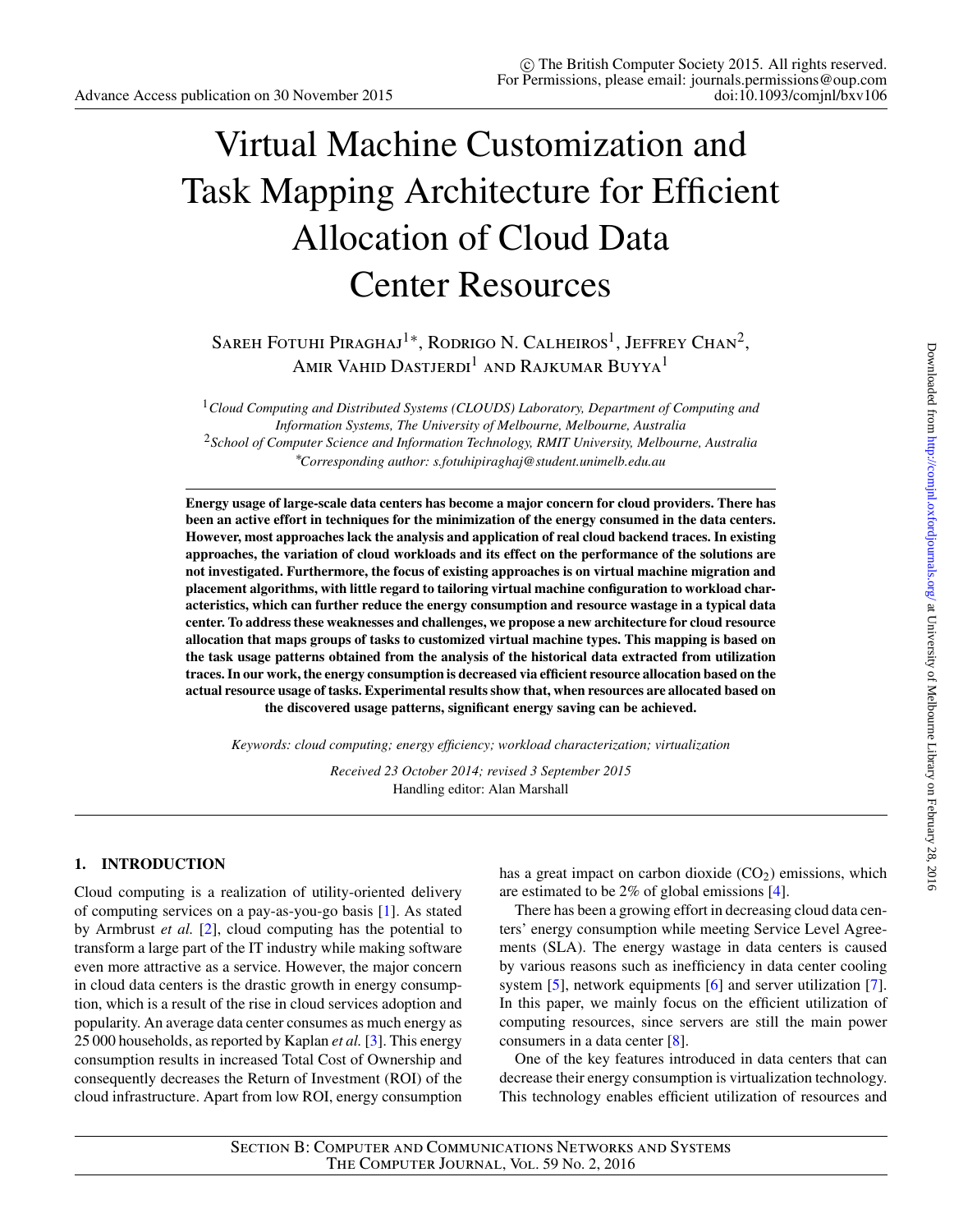# Virtual Machine Customization and Task Mapping Architecture for Efficient Allocation of Cloud Data Center Resources

Sareh Fotuhi Piraghaj[1*], Rodrigo N. Calheiros[1], Jeffrey Chan[2], Amir Vahid Dastjerdi[1] and Rajkumar Buyya[1]

[1] *Cloud Computing and Distributed Systems (CLOUDS) Laboratory, Department of Computing and Information Systems, The University of Melbourne, Melbourne, Australia*
[2] *School of Computer Science and Information Technology, RMIT University, Melbourne, Australia*
*\*Corresponding author: s.fotuhipiraghaj@student.unimelb.edu.au*

**Energy usage of large-scale data centers has become a major concern for cloud providers. There has been an active effort in techniques for the minimization of the energy consumed in the data centers. However, most approaches lack the analysis and application of real cloud backend traces. In existing approaches, the variation of cloud workloads and its effect on the performance of the solutions are not investigated. Furthermore, the focus of existing approaches is on virtual machine migration and placement algorithms, with little regard to tailoring virtual machine configuration to workload characteristics, which can further reduce the energy consumption and resource wastage in a typical data center. To address these weaknesses and challenges, we propose a new architecture for cloud resource allocation that maps groups of tasks to customized virtual machine types. This mapping is based on the task usage patterns obtained from the analysis of the historical data extracted from utilization traces. In our work, the energy consumption is decreased via efficient resource allocation based on the actual resource usage of tasks. Experimental results show that, when resources are allocated based on the discovered usage patterns, significant energy saving can be achieved.**

*Keywords: cloud computing; energy efficiency; workload characterization; virtualization*

*Received 23 October 2014; revised 3 September 2015*
Handling editor: Alan Marshall

## 1. INTRODUCTION

Cloud computing is a realization of utility-oriented delivery of computing services on a pay-as-you-go basis [1]. As stated by Armbrust *et al.* [2], cloud computing has the potential to transform a large part of the IT industry while making software even more attractive as a service. However, the major concern in cloud data centers is the drastic growth in energy consumption, which is a result of the rise in cloud services adoption and popularity. An average data center consumes as much energy as 25 000 households, as reported by Kaplan *et al.* [3]. This energy consumption results in increased Total Cost of Ownership and consequently decreases the Return of Investment (ROI) of the cloud infrastructure. Apart from low ROI, energy consumption has a great impact on carbon dioxide ($CO_2$) emissions, which are estimated to be 2% of global emissions [4].

There has been a growing effort in decreasing cloud data centers' energy consumption while meeting Service Level Agreements (SLA). The energy wastage in data centers is caused by various reasons such as inefficiency in data center cooling system [5], network equipments [6] and server utilization [7]. In this paper, we mainly focus on the efficient utilization of computing resources, since servers are still the main power consumers in a data center [8].

One of the key features introduced in data centers that can decrease their energy consumption is virtualization technology. This technology enables efficient utilization of resources and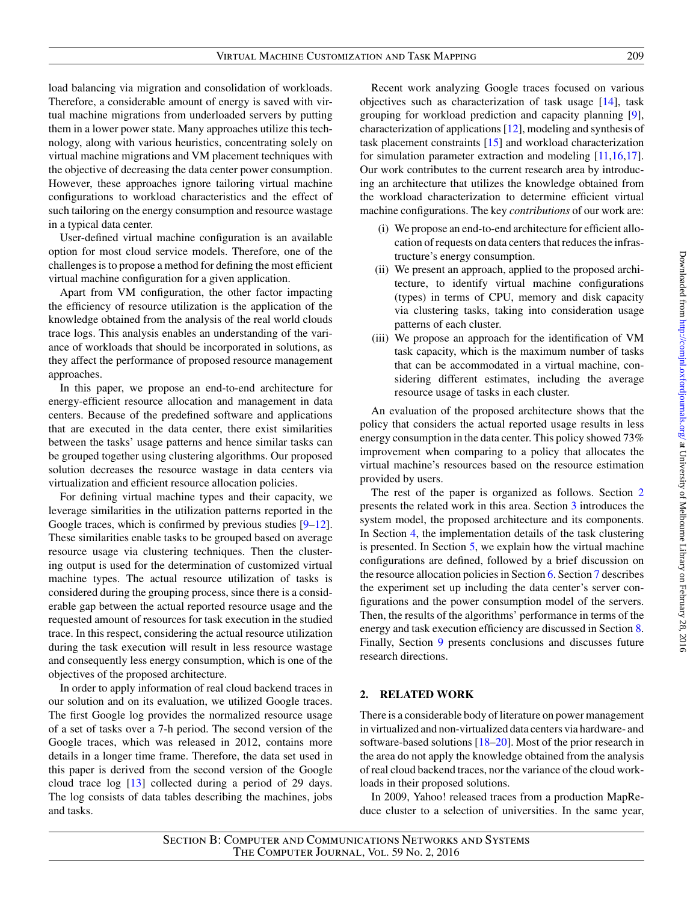load balancing via migration and consolidation of workloads. Therefore, a considerable amount of energy is saved with virtual machine migrations from underloaded servers by putting them in a lower power state. Many approaches utilize this technology, along with various heuristics, concentrating solely on virtual machine migrations and VM placement techniques with the objective of decreasing the data center power consumption. However, these approaches ignore tailoring virtual machine configurations to workload characteristics and the effect of such tailoring on the energy consumption and resource wastage in a typical data center.

User-defined virtual machine configuration is an available option for most cloud service models. Therefore, one of the challenges is to propose a method for defining the most efficient virtual machine configuration for a given application.

Apart from VM configuration, the other factor impacting the efficiency of resource utilization is the application of the knowledge obtained from the analysis of the real world clouds trace logs. This analysis enables an understanding of the variance of workloads that should be incorporated in solutions, as they affect the performance of proposed resource management approaches.

In this paper, we propose an end-to-end architecture for energy-efficient resource allocation and management in data centers. Because of the predefined software and applications that are executed in the data center, there exist similarities between the tasks' usage patterns and hence similar tasks can be grouped together using clustering algorithms. Our proposed solution decreases the resource wastage in data centers via virtualization and efficient resource allocation policies.

For defining virtual machine types and their capacity, we leverage similarities in the utilization patterns reported in the Google traces, which is confirmed by previous studies [9–12]. These similarities enable tasks to be grouped based on average resource usage via clustering techniques. Then the clustering output is used for the determination of customized virtual machine types. The actual resource utilization of tasks is considered during the grouping process, since there is a considerable gap between the actual reported resource usage and the requested amount of resources for task execution in the studied trace. In this respect, considering the actual resource utilization during the task execution will result in less resource wastage and consequently less energy consumption, which is one of the objectives of the proposed architecture.

In order to apply information of real cloud backend traces in our solution and on its evaluation, we utilized Google traces. The first Google log provides the normalized resource usage of a set of tasks over a 7-h period. The second version of the Google traces, which was released in 2012, contains more details in a longer time frame. Therefore, the data set used in this paper is derived from the second version of the Google cloud trace log [13] collected during a period of 29 days. The log consists of data tables describing the machines, jobs and tasks.

Recent work analyzing Google traces focused on various objectives such as characterization of task usage [14], task grouping for workload prediction and capacity planning [9], characterization of applications [12], modeling and synthesis of task placement constraints [15] and workload characterization for simulation parameter extraction and modeling [11,16,17]. Our work contributes to the current research area by introducing an architecture that utilizes the knowledge obtained from the workload characterization to determine efficient virtual machine configurations. The key *contributions* of our work are:

(i) We propose an end-to-end architecture for efficient allocation of requests on data centers that reduces the infrastructure's energy consumption.
(ii) We present an approach, applied to the proposed architecture, to identify virtual machine configurations (types) in terms of CPU, memory and disk capacity via clustering tasks, taking into consideration usage patterns of each cluster.
(iii) We propose an approach for the identification of VM task capacity, which is the maximum number of tasks that can be accommodated in a virtual machine, considering different estimates, including the average resource usage of tasks in each cluster.

An evaluation of the proposed architecture shows that the policy that considers the actual reported usage results in less energy consumption in the data center. This policy showed 73% improvement when comparing to a policy that allocates the virtual machine's resources based on the resource estimation provided by users.

The rest of the paper is organized as follows. Section 2 presents the related work in this area. Section 3 introduces the system model, the proposed architecture and its components. In Section 4, the implementation details of the task clustering is presented. In Section 5, we explain how the virtual machine configurations are defined, followed by a brief discussion on the resource allocation policies in Section 6. Section 7 describes the experiment set up including the data center's server configurations and the power consumption model of the servers. Then, the results of the algorithms' performance in terms of the energy and task execution efficiency are discussed in Section 8. Finally, Section 9 presents conclusions and discusses future research directions.

## 2. RELATED WORK

There is a considerable body of literature on power management in virtualized and non-virtualized data centers via hardware- and software-based solutions [18–20]. Most of the prior research in the area do not apply the knowledge obtained from the analysis of real cloud backend traces, nor the variance of the cloud workloads in their proposed solutions.

In 2009, Yahoo! released traces from a production MapReduce cluster to a selection of universities. In the same year,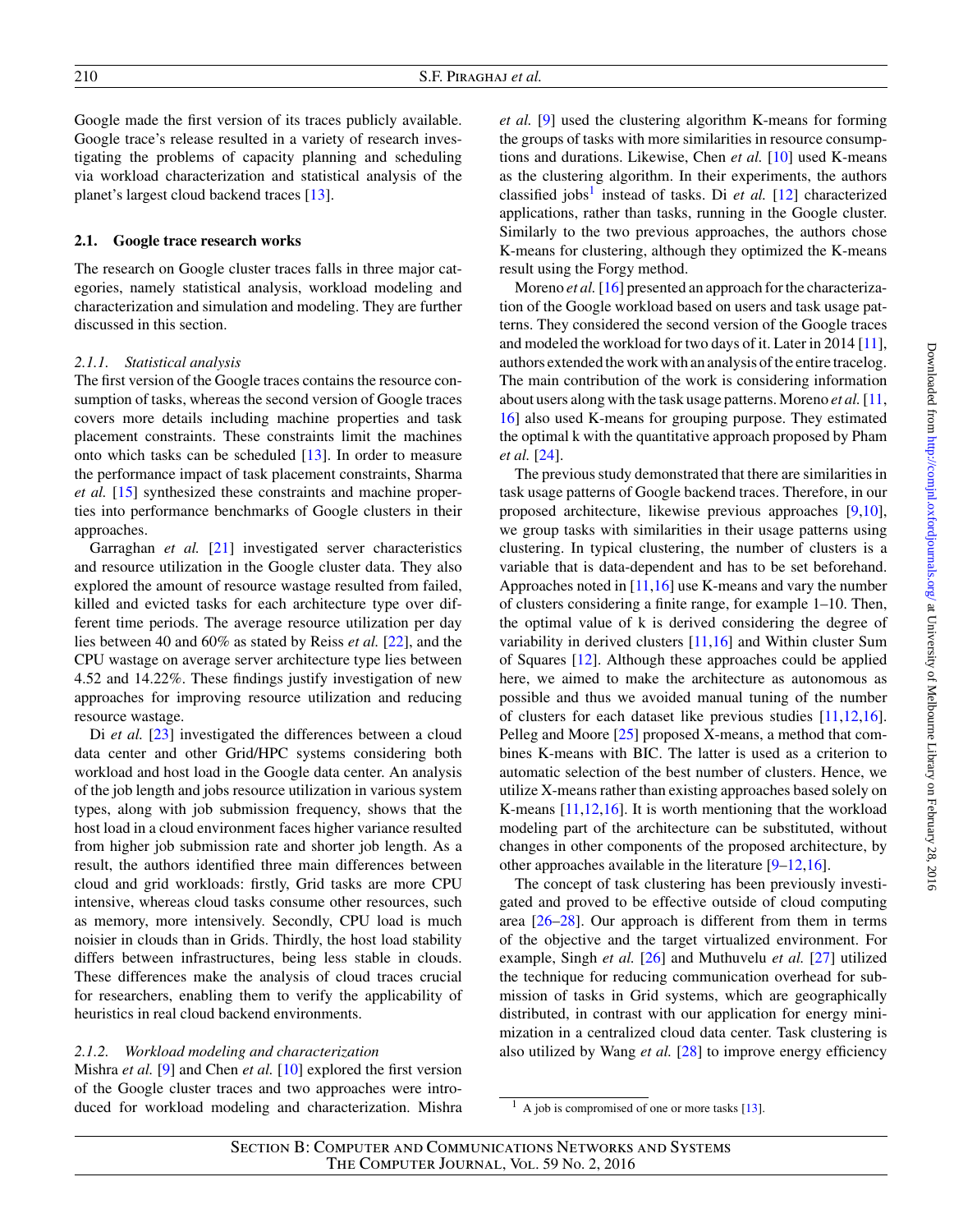Google made the first version of its traces publicly available. Google trace's release resulted in a variety of research investigating the problems of capacity planning and scheduling via workload characterization and statistical analysis of the planet's largest cloud backend traces [13].

### 2.1. Google trace research works

The research on Google cluster traces falls in three major categories, namely statistical analysis, workload modeling and characterization and simulation and modeling. They are further discussed in this section.

#### 2.1.1. *Statistical analysis*

The first version of the Google traces contains the resource consumption of tasks, whereas the second version of Google traces covers more details including machine properties and task placement constraints. These constraints limit the machines onto which tasks can be scheduled [13]. In order to measure the performance impact of task placement constraints, Sharma *et al.* [15] synthesized these constraints and machine properties into performance benchmarks of Google clusters in their approaches.

Garraghan *et al.* [21] investigated server characteristics and resource utilization in the Google cluster data. They also explored the amount of resource wastage resulted from failed, killed and evicted tasks for each architecture type over different time periods. The average resource utilization per day lies between 40 and 60% as stated by Reiss *et al.* [22], and the CPU wastage on average server architecture type lies between 4.52 and 14.22%. These findings justify investigation of new approaches for improving resource utilization and reducing resource wastage.

Di *et al.* [23] investigated the differences between a cloud data center and other Grid/HPC systems considering both workload and host load in the Google data center. An analysis of the job length and jobs resource utilization in various system types, along with job submission frequency, shows that the host load in a cloud environment faces higher variance resulted from higher job submission rate and shorter job length. As a result, the authors identified three main differences between cloud and grid workloads: firstly, Grid tasks are more CPU intensive, whereas cloud tasks consume other resources, such as memory, more intensively. Secondly, CPU load is much noisier in clouds than in Grids. Thirdly, the host load stability differs between infrastructures, being less stable in clouds. These differences make the analysis of cloud traces crucial for researchers, enabling them to verify the applicability of heuristics in real cloud backend environments.

#### 2.1.2. *Workload modeling and characterization*

Mishra *et al.* [9] and Chen *et al.* [10] explored the first version of the Google cluster traces and two approaches were introduced for workload modeling and characterization. Mishra *et al.* [9] used the clustering algorithm K-means for forming the groups of tasks with more similarities in resource consumptions and durations. Likewise, Chen *et al.* [10] used K-means as the clustering algorithm. In their experiments, the authors classified jobs[1] instead of tasks. Di *et al.* [12] characterized applications, rather than tasks, running in the Google cluster. Similarly to the two previous approaches, the authors chose K-means for clustering, although they optimized the K-means result using the Forgy method.

Moreno *et al.* [16] presented an approach for the characterization of the Google workload based on users and task usage patterns. They considered the second version of the Google traces and modeled the workload for two days of it. Later in 2014 [11], authors extended the work with an analysis of the entire tracelog. The main contribution of the work is considering information about users along with the task usage patterns. Moreno *et al.* [11, 16] also used K-means for grouping purpose. They estimated the optimal k with the quantitative approach proposed by Pham *et al.* [24].

The previous study demonstrated that there are similarities in task usage patterns of Google backend traces. Therefore, in our proposed architecture, likewise previous approaches [9,10], we group tasks with similarities in their usage patterns using clustering. In typical clustering, the number of clusters is a variable that is data-dependent and has to be set beforehand. Approaches noted in [11,16] use K-means and vary the number of clusters considering a finite range, for example 1–10. Then, the optimal value of k is derived considering the degree of variability in derived clusters [11,16] and Within cluster Sum of Squares [12]. Although these approaches could be applied here, we aimed to make the architecture as autonomous as possible and thus we avoided manual tuning of the number of clusters for each dataset like previous studies [11,12,16]. Pelleg and Moore [25] proposed X-means, a method that combines K-means with BIC. The latter is used as a criterion to automatic selection of the best number of clusters. Hence, we utilize X-means rather than existing approaches based solely on K-means [11,12,16]. It is worth mentioning that the workload modeling part of the architecture can be substituted, without changes in other components of the proposed architecture, by other approaches available in the literature [9–12,16].

The concept of task clustering has been previously investigated and proved to be effective outside of cloud computing area [26–28]. Our approach is different from them in terms of the objective and the target virtualized environment. For example, Singh *et al.* [26] and Muthuvelu *et al.* [27] utilized the technique for reducing communication overhead for submission of tasks in Grid systems, which are geographically distributed, in contrast with our application for energy minimization in a centralized cloud data center. Task clustering is also utilized by Wang *et al.* [28] to improve energy efficiency

[1] A job is compromised of one or more tasks [13].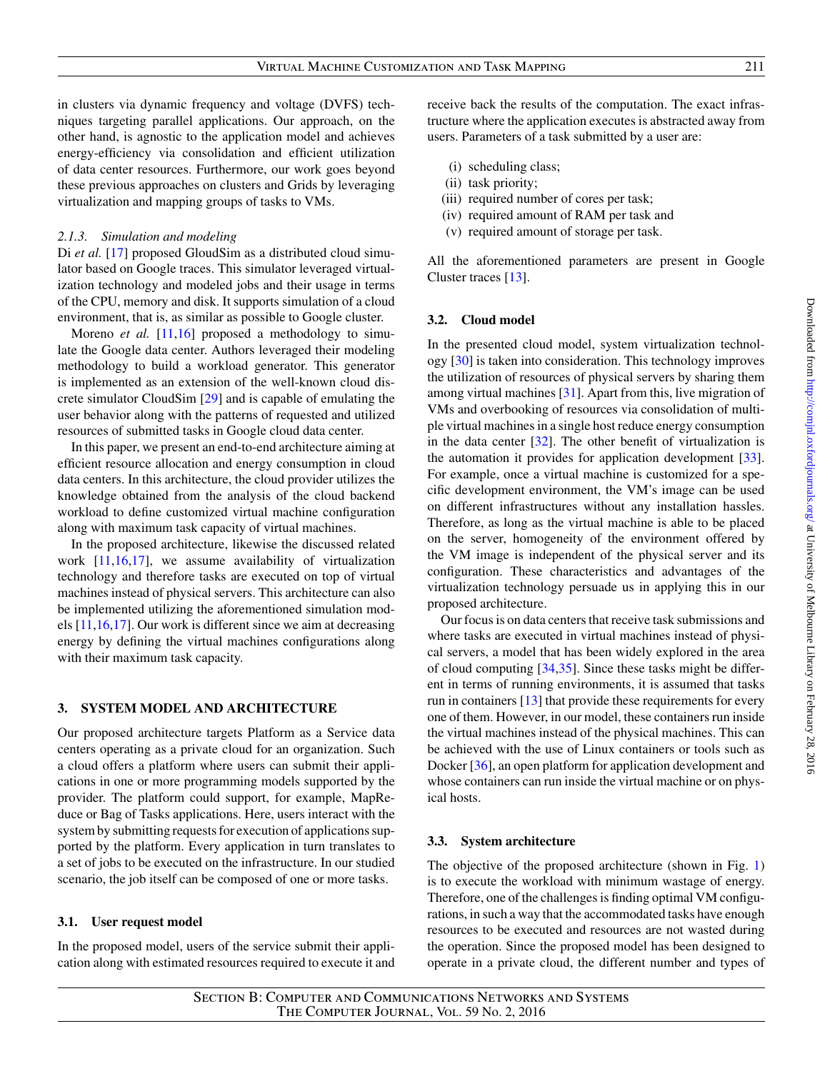in clusters via dynamic frequency and voltage (DVFS) techniques targeting parallel applications. Our approach, on the other hand, is agnostic to the application model and achieves energy-efficiency via consolidation and efficient utilization of data center resources. Furthermore, our work goes beyond these previous approaches on clusters and Grids by leveraging virtualization and mapping groups of tasks to VMs.

#### *2.1.3. Simulation and modeling*

Di *et al.* [17] proposed GloudSim as a distributed cloud simulator based on Google traces. This simulator leveraged virtualization technology and modeled jobs and their usage in terms of the CPU, memory and disk. It supports simulation of a cloud environment, that is, as similar as possible to Google cluster.

Moreno *et al.* [11,16] proposed a methodology to simulate the Google data center. Authors leveraged their modeling methodology to build a workload generator. This generator is implemented as an extension of the well-known cloud discrete simulator CloudSim [29] and is capable of emulating the user behavior along with the patterns of requested and utilized resources of submitted tasks in Google cloud data center.

In this paper, we present an end-to-end architecture aiming at efficient resource allocation and energy consumption in cloud data centers. In this architecture, the cloud provider utilizes the knowledge obtained from the analysis of the cloud backend workload to define customized virtual machine configuration along with maximum task capacity of virtual machines.

In the proposed architecture, likewise the discussed related work [11,16,17], we assume availability of virtualization technology and therefore tasks are executed on top of virtual machines instead of physical servers. This architecture can also be implemented utilizing the aforementioned simulation models [11,16,17]. Our work is different since we aim at decreasing energy by defining the virtual machines configurations along with their maximum task capacity.

## 3. SYSTEM MODEL AND ARCHITECTURE

Our proposed architecture targets Platform as a Service data centers operating as a private cloud for an organization. Such a cloud offers a platform where users can submit their applications in one or more programming models supported by the provider. The platform could support, for example, MapReduce or Bag of Tasks applications. Here, users interact with the system by submitting requests for execution of applications supported by the platform. Every application in turn translates to a set of jobs to be executed on the infrastructure. In our studied scenario, the job itself can be composed of one or more tasks.

### 3.1. User request model

In the proposed model, users of the service submit their application along with estimated resources required to execute it and receive back the results of the computation. The exact infrastructure where the application executes is abstracted away from users. Parameters of a task submitted by a user are:

(i) scheduling class;
(ii) task priority;
(iii) required number of cores per task;
(iv) required amount of RAM per task and
(v) required amount of storage per task.

All the aforementioned parameters are present in Google Cluster traces [13].

### 3.2. Cloud model

In the presented cloud model, system virtualization technology [30] is taken into consideration. This technology improves the utilization of resources of physical servers by sharing them among virtual machines [31]. Apart from this, live migration of VMs and overbooking of resources via consolidation of multiple virtual machines in a single host reduce energy consumption in the data center [32]. The other benefit of virtualization is the automation it provides for application development [33]. For example, once a virtual machine is customized for a specific development environment, the VM's image can be used on different infrastructures without any installation hassles. Therefore, as long as the virtual machine is able to be placed on the server, homogeneity of the environment offered by the VM image is independent of the physical server and its configuration. These characteristics and advantages of the virtualization technology persuade us in applying this in our proposed architecture.

Our focus is on data centers that receive task submissions and where tasks are executed in virtual machines instead of physical servers, a model that has been widely explored in the area of cloud computing [34,35]. Since these tasks might be different in terms of running environments, it is assumed that tasks run in containers [13] that provide these requirements for every one of them. However, in our model, these containers run inside the virtual machines instead of the physical machines. This can be achieved with the use of Linux containers or tools such as Docker [36], an open platform for application development and whose containers can run inside the virtual machine or on physical hosts.

### 3.3. System architecture

The objective of the proposed architecture (shown in Fig. 1) is to execute the workload with minimum wastage of energy. Therefore, one of the challenges is finding optimal VM configurations, in such a way that the accommodated tasks have enough resources to be executed and resources are not wasted during the operation. Since the proposed model has been designed to operate in a private cloud, the different number and types of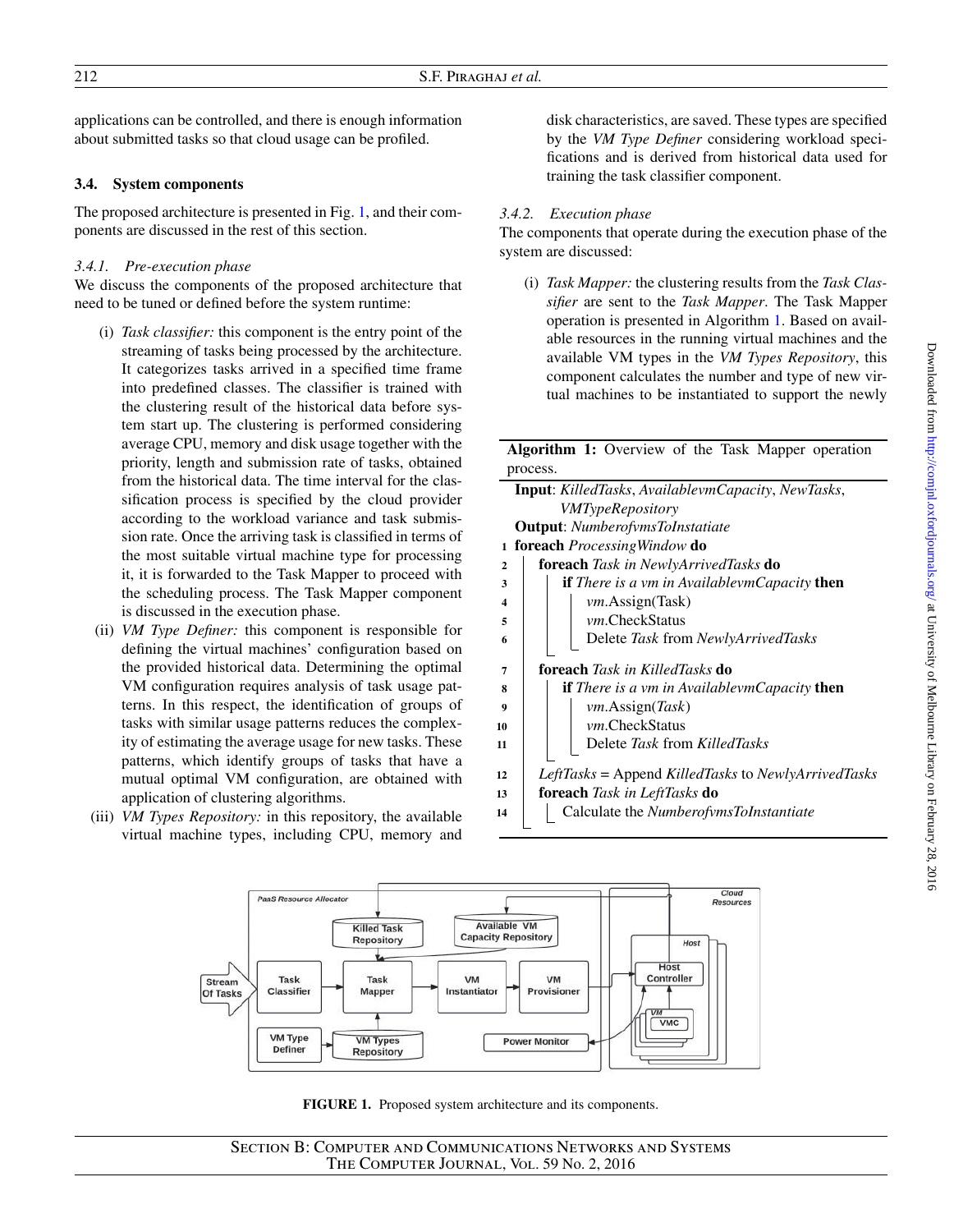applications can be controlled, and there is enough information about submitted tasks so that cloud usage can be profiled.

### 3.4. System components

The proposed architecture is presented in Fig. 1, and their components are discussed in the rest of this section.

#### 3.4.1. Pre-execution phase

We discuss the components of the proposed architecture that need to be tuned or defined before the system runtime:

(i) *Task classifier:* this component is the entry point of the streaming of tasks being processed by the architecture. It categorizes tasks arrived in a specified time frame into predefined classes. The classifier is trained with the clustering result of the historical data before system start up. The clustering is performed considering average CPU, memory and disk usage together with the priority, length and submission rate of tasks, obtained from the historical data. The time interval for the classification process is specified by the cloud provider according to the workload variance and task submission rate. Once the arriving task is classified in terms of the most suitable virtual machine type for processing it, it is forwarded to the Task Mapper to proceed with the scheduling process. The Task Mapper component is discussed in the execution phase.

(ii) *VM Type Definer:* this component is responsible for defining the virtual machines' configuration based on the provided historical data. Determining the optimal VM configuration requires analysis of task usage patterns. In this respect, the identification of groups of tasks with similar usage patterns reduces the complexity of estimating the average usage for new tasks. These patterns, which identify groups of tasks that have a mutual optimal VM configuration, are obtained with application of clustering algorithms.

(iii) *VM Types Repository:* in this repository, the available virtual machine types, including CPU, memory and disk characteristics, are saved. These types are specified by the *VM Type Definer* considering workload specifications and is derived from historical data used for training the task classifier component.

#### 3.4.2. Execution phase

The components that operate during the execution phase of the system are discussed:

(i) *Task Mapper:* the clustering results from the *Task Classifier* are sent to the *Task Mapper*. The Task Mapper operation is presented in Algorithm 1. Based on available resources in the running virtual machines and the available VM types in the *VM Types Repository*, this component calculates the number and type of new virtual machines to be instantiated to support the newly

**Algorithm 1:** Overview of the Task Mapper operation process.

```
    Input: KilledTasks, AvailablevmCapacity, NewTasks,
           VMTypeRepository
    Output: NumberofvmsToInstatiate
1   foreach ProcessingWindow do
2       foreach Task in NewlyArrivedTasks do
3           if There is a vm in AvailablevmCapacity then
4               vm.Assign(Task)
5               vm.CheckStatus
6               Delete Task from NewlyArrivedTasks
7       foreach Task in KilledTasks do
8           if There is a vm in AvailablevmCapacity then
9               vm.Assign(Task)
10              vm.CheckStatus
11              Delete Task from KilledTasks
12      LeftTasks = Append KilledTasks to NewlyArrivedTasks
13      foreach Task in LeftTasks do
14          Calculate the NumberofvmsToInstantiate
```

**FIGURE 1.** Proposed system architecture and its components.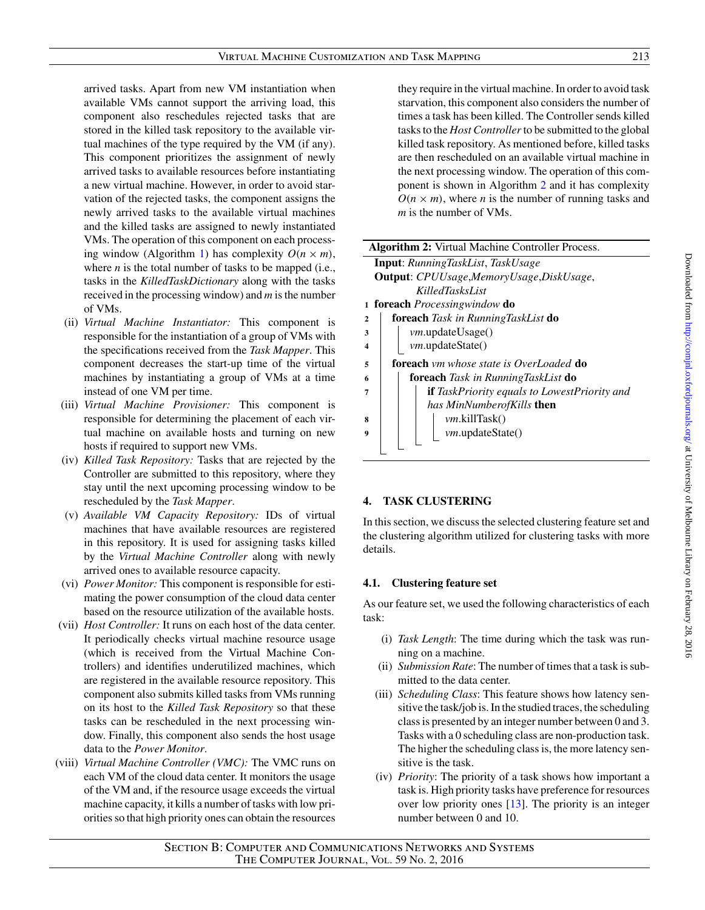arrived tasks. Apart from new VM instantiation when available VMs cannot support the arriving load, this component also reschedules rejected tasks that are stored in the killed task repository to the available virtual machines of the type required by the VM (if any). This component prioritizes the assignment of newly arrived tasks to available resources before instantiating a new virtual machine. However, in order to avoid starvation of the rejected tasks, the component assigns the newly arrived tasks to the available virtual machines and the killed tasks are assigned to newly instantiated VMs. The operation of this component on each processing window (Algorithm 1) has complexity $O(n \times m)$, where $n$ is the total number of tasks to be mapped (i.e., tasks in the *KilledTaskDictionary* along with the tasks received in the processing window) and $m$ is the number of VMs.

(ii) *Virtual Machine Instantiator:* This component is responsible for the instantiation of a group of VMs with the specifications received from the *Task Mapper*. This component decreases the start-up time of the virtual machines by instantiating a group of VMs at a time instead of one VM per time.

(iii) *Virtual Machine Provisioner:* This component is responsible for determining the placement of each virtual machine on available hosts and turning on new hosts if required to support new VMs.

(iv) *Killed Task Repository:* Tasks that are rejected by the Controller are submitted to this repository, where they stay until the next upcoming processing window to be rescheduled by the *Task Mapper*.

(v) *Available VM Capacity Repository:* IDs of virtual machines that have available resources are registered in this repository. It is used for assigning tasks killed by the *Virtual Machine Controller* along with newly arrived ones to available resource capacity.

(vi) *Power Monitor:* This component is responsible for estimating the power consumption of the cloud data center based on the resource utilization of the available hosts.

(vii) *Host Controller:* It runs on each host of the data center. It periodically checks virtual machine resource usage (which is received from the Virtual Machine Controllers) and identifies underutilized machines, which are registered in the available resource repository. This component also submits killed tasks from VMs running on its host to the *Killed Task Repository* so that these tasks can be rescheduled in the next processing window. Finally, this component also sends the host usage data to the *Power Monitor*.

(viii) *Virtual Machine Controller (VMC):* The VMC runs on each VM of the cloud data center. It monitors the usage of the VM and, if the resource usage exceeds the virtual machine capacity, it kills a number of tasks with low priorities so that high priority ones can obtain the resources they require in the virtual machine. In order to avoid task starvation, this component also considers the number of times a task has been killed. The Controller sends killed tasks to the *Host Controller* to be submitted to the global killed task repository. As mentioned before, killed tasks are then rescheduled on an available virtual machine in the next processing window. The operation of this component is shown in Algorithm 2 and it has complexity $O(n \times m)$, where $n$ is the number of running tasks and $m$ is the number of VMs.

**Algorithm 2:** Virtual Machine Controller Process.

```
Input: RunningTaskList, TaskUsage
Output: CPUUsage,MemoryUsage,DiskUsage,
        KilledTasksList
1 foreach Processingwindow do
2     foreach Task in RunningTaskList do
3         vm.updateUsage()
4         vm.updateState()
5     foreach vm whose state is OverLoaded do
6         foreach Task in RunningTaskList do
7             if TaskPriority equals to LowestPriority and
              has MinNumberofKills then
8                 vm.killTask()
9                 vm.updateState()
```

## 4. TASK CLUSTERING

In this section, we discuss the selected clustering feature set and the clustering algorithm utilized for clustering tasks with more details.

### 4.1. Clustering feature set

As our feature set, we used the following characteristics of each task:

(i) *Task Length*: The time during which the task was running on a machine.

(ii) *Submission Rate*: The number of times that a task is submitted to the data center.

(iii) *Scheduling Class*: This feature shows how latency sensitive the task/job is. In the studied traces, the scheduling class is presented by an integer number between 0 and 3. Tasks with a 0 scheduling class are non-production task. The higher the scheduling class is, the more latency sensitive is the task.

(iv) *Priority*: The priority of a task shows how important a task is. High priority tasks have preference for resources over low priority ones [13]. The priority is an integer number between 0 and 10.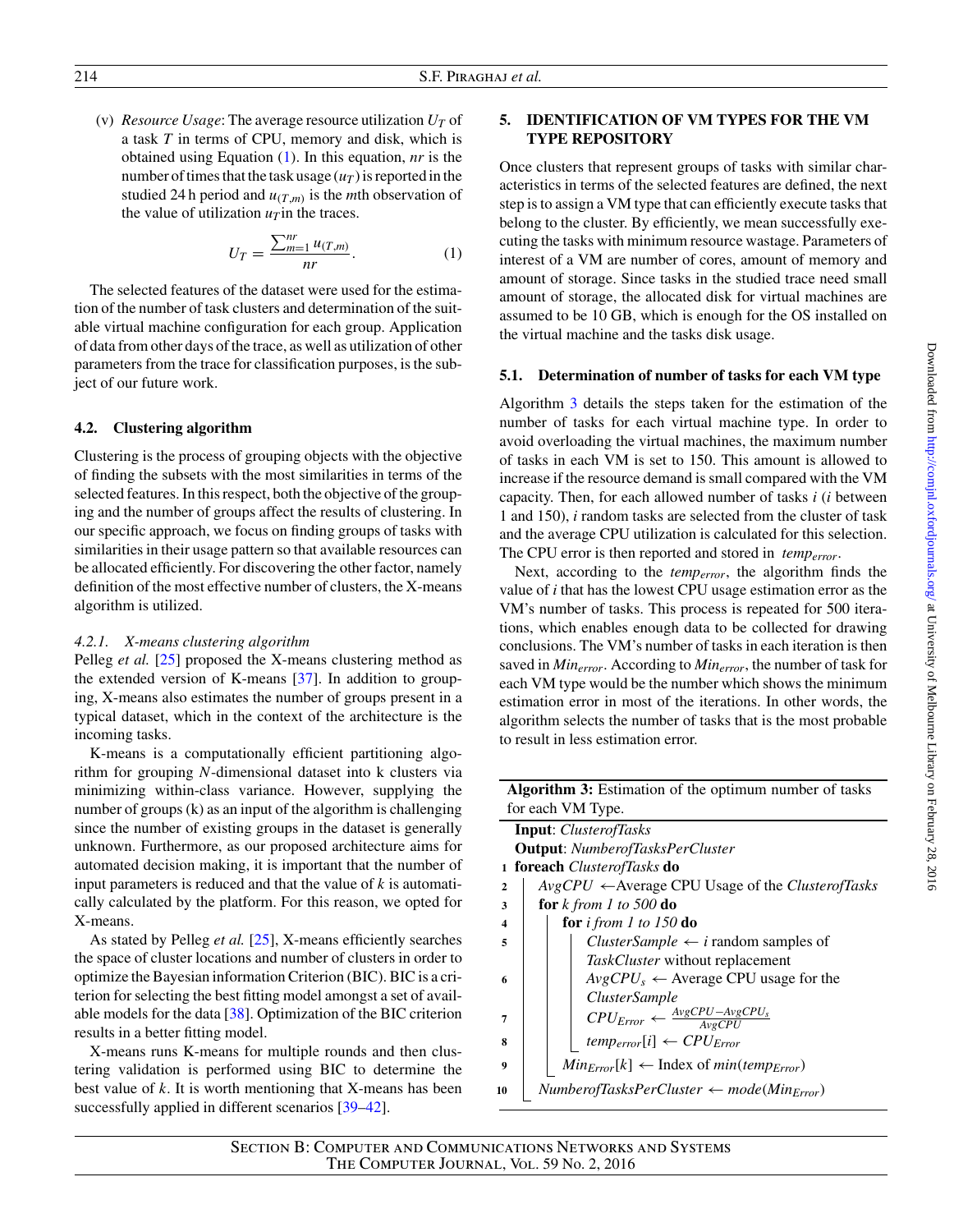(v) *Resource Usage*: The average resource utilization $U_T$ of a task $T$ in terms of CPU, memory and disk, which is obtained using Equation (1). In this equation, $nr$ is the number of times that the task usage ($u_T$) is reported in the studied 24 h period and $u_{(T,m)}$ is the $m$th observation of the value of utilization $u_T$ in the traces.

$$U_T = \frac{\sum_{m=1}^{nr} u_{(T,m)}}{nr}. \quad (1)$$

The selected features of the dataset were used for the estimation of the number of task clusters and determination of the suitable virtual machine configuration for each group. Application of data from other days of the trace, as well as utilization of other parameters from the trace for classification purposes, is the subject of our future work.

### 4.2. Clustering algorithm

Clustering is the process of grouping objects with the objective of finding the subsets with the most similarities in terms of the selected features. In this respect, both the objective of the grouping and the number of groups affect the results of clustering. In our specific approach, we focus on finding groups of tasks with similarities in their usage pattern so that available resources can be allocated efficiently. For discovering the other factor, namely definition of the most effective number of clusters, the X-means algorithm is utilized.

#### 4.2.1. X-means clustering algorithm

Pelleg *et al.* [25] proposed the X-means clustering method as the extended version of K-means [37]. In addition to grouping, X-means also estimates the number of groups present in a typical dataset, which in the context of the architecture is the incoming tasks.

K-means is a computationally efficient partitioning algorithm for grouping $N$-dimensional dataset into k clusters via minimizing within-class variance. However, supplying the number of groups (k) as an input of the algorithm is challenging since the number of existing groups in the dataset is generally unknown. Furthermore, as our proposed architecture aims for automated decision making, it is important that the number of input parameters is reduced and that the value of $k$ is automatically calculated by the platform. For this reason, we opted for X-means.

As stated by Pelleg *et al.* [25], X-means efficiently searches the space of cluster locations and number of clusters in order to optimize the Bayesian information Criterion (BIC). BIC is a criterion for selecting the best fitting model amongst a set of available models for the data [38]. Optimization of the BIC criterion results in a better fitting model.

X-means runs K-means for multiple rounds and then clustering validation is performed using BIC to determine the best value of $k$. It is worth mentioning that X-means has been successfully applied in different scenarios [39–42].

## 5. IDENTIFICATION OF VM TYPES FOR THE VM TYPE REPOSITORY

Once clusters that represent groups of tasks with similar characteristics in terms of the selected features are defined, the next step is to assign a VM type that can efficiently execute tasks that belong to the cluster. By efficiently, we mean successfully executing the tasks with minimum resource wastage. Parameters of interest of a VM are number of cores, amount of memory and amount of storage. Since tasks in the studied trace need small amount of storage, the allocated disk for virtual machines are assumed to be 10 GB, which is enough for the OS installed on the virtual machine and the tasks disk usage.

### 5.1. Determination of number of tasks for each VM type

Algorithm 3 details the steps taken for the estimation of the number of tasks for each virtual machine type. In order to avoid overloading the virtual machines, the maximum number of tasks in each VM is set to 150. This amount is allowed to increase if the resource demand is small compared with the VM capacity. Then, for each allowed number of tasks $i$ ($i$ between 1 and 150), $i$ random tasks are selected from the cluster of task and the average CPU utilization is calculated for this selection. The CPU error is then reported and stored in $temp_{error}$.

Next, according to the $temp_{error}$, the algorithm finds the value of $i$ that has the lowest CPU usage estimation error as the VM's number of tasks. This process is repeated for 500 iterations, which enables enough data to be collected for drawing conclusions. The VM's number of tasks in each iteration is then saved in $Min_{error}$. According to $Min_{error}$, the number of task for each VM type would be the number which shows the minimum estimation error in most of the iterations. In other words, the algorithm selects the number of tasks that is the most probable to result in less estimation error.

**Algorithm 3:** Estimation of the optimum number of tasks for each VM Type.

```
   Input: ClusterofTasks
   Output: NumberofTasksPerCluster
1  foreach ClusterofTasks do
2      AvgCPU ← Average CPU Usage of the ClusterofTasks
3      for k from 1 to 500 do
4          for i from 1 to 150 do
5              ClusterSample ← i random samples of
               TaskCluster without replacement
6              AvgCPU_s ← Average CPU usage for the
               ClusterSample
7              CPU_Error ← (AvgCPU − AvgCPU_s) / AvgCPU
8              temp_error[i] ← CPU_Error
9          Min_Error[k] ← Index of min(temp_Error)
10     NumberofTasksPerCluster ← mode(Min_Error)
```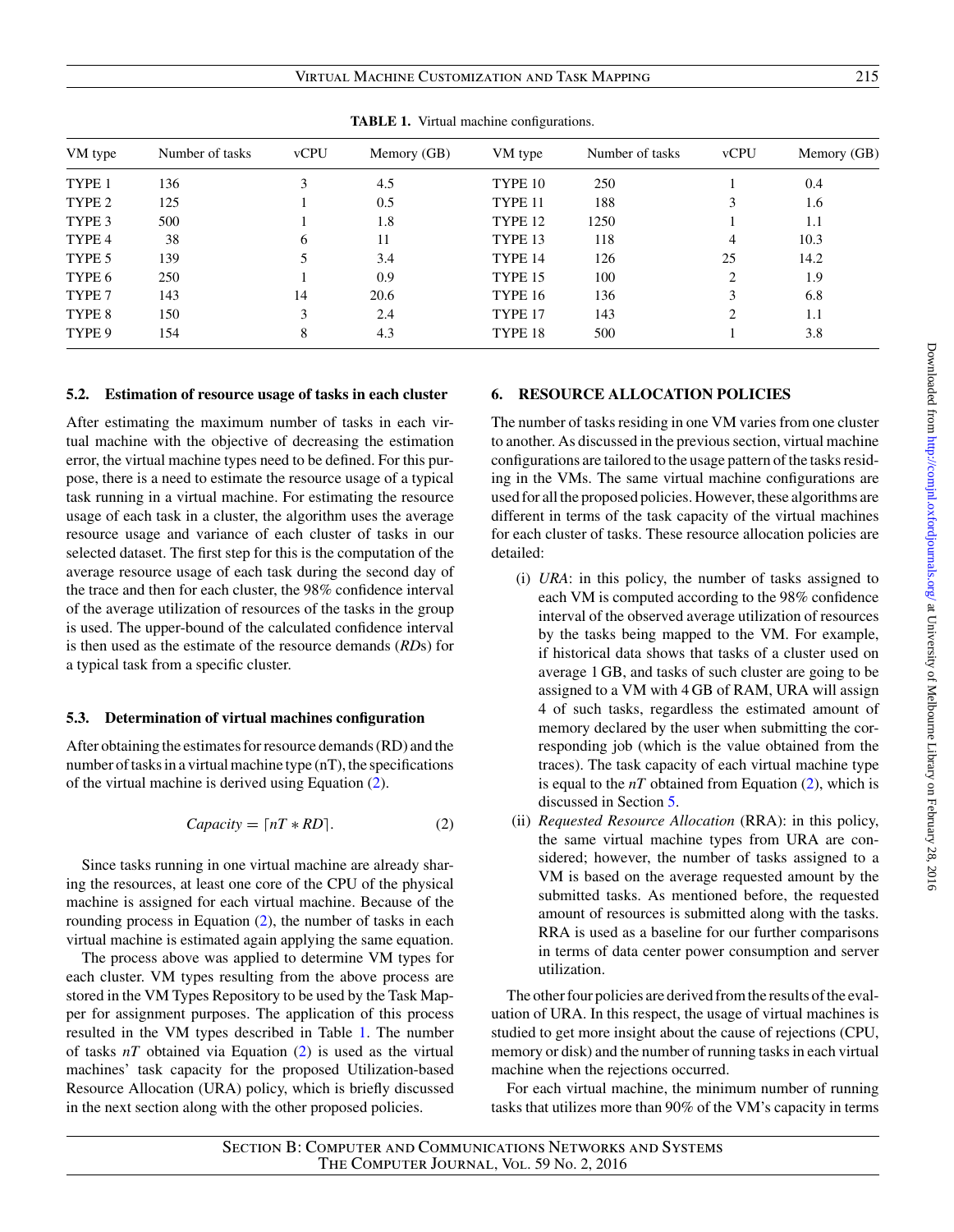**TABLE 1.** Virtual machine configurations.

| VM type | Number of tasks | vCPU | Memory (GB) | VM type | Number of tasks | vCPU | Memory (GB) |
|---|---|---|---|---|---|---|---|
| TYPE 1 | 136 | 3 | 4.5 | TYPE 10 | 250 | 1 | 0.4 |
| TYPE 2 | 125 | 1 | 0.5 | TYPE 11 | 188 | 3 | 1.6 |
| TYPE 3 | 500 | 1 | 1.8 | TYPE 12 | 1250 | 1 | 1.1 |
| TYPE 4 | 38 | 6 | 11 | TYPE 13 | 118 | 4 | 10.3 |
| TYPE 5 | 139 | 5 | 3.4 | TYPE 14 | 126 | 25 | 14.2 |
| TYPE 6 | 250 | 1 | 0.9 | TYPE 15 | 100 | 2 | 1.9 |
| TYPE 7 | 143 | 14 | 20.6 | TYPE 16 | 136 | 3 | 6.8 |
| TYPE 8 | 150 | 3 | 2.4 | TYPE 17 | 143 | 2 | 1.1 |
| TYPE 9 | 154 | 8 | 4.3 | TYPE 18 | 500 | 1 | 3.8 |

### 5.2. Estimation of resource usage of tasks in each cluster

After estimating the maximum number of tasks in each virtual machine with the objective of decreasing the estimation error, the virtual machine types need to be defined. For this purpose, there is a need to estimate the resource usage of a typical task running in a virtual machine. For estimating the resource usage of each task in a cluster, the algorithm uses the average resource usage and variance of each cluster of tasks in our selected dataset. The first step for this is the computation of the average resource usage of each task during the second day of the trace and then for each cluster, the 98% confidence interval of the average utilization of resources of the tasks in the group is used. The upper-bound of the calculated confidence interval is then used as the estimate of the resource demands (*RD*s) for a typical task from a specific cluster.

### 5.3. Determination of virtual machines configuration

After obtaining the estimates for resource demands (RD) and the number of tasks in a virtual machine type (nT), the specifications of the virtual machine is derived using Equation (2).

$$Capacity = \lceil nT * RD \rceil. \tag{2}$$

Since tasks running in one virtual machine are already sharing the resources, at least one core of the CPU of the physical machine is assigned for each virtual machine. Because of the rounding process in Equation (2), the number of tasks in each virtual machine is estimated again applying the same equation.

The process above was applied to determine VM types for each cluster. VM types resulting from the above process are stored in the VM Types Repository to be used by the Task Mapper for assignment purposes. The application of this process resulted in the VM types described in Table 1. The number of tasks $nT$ obtained via Equation (2) is used as the virtual machines' task capacity for the proposed Utilization-based Resource Allocation (URA) policy, which is briefly discussed in the next section along with the other proposed policies.

## 6. RESOURCE ALLOCATION POLICIES

The number of tasks residing in one VM varies from one cluster to another. As discussed in the previous section, virtual machine configurations are tailored to the usage pattern of the tasks residing in the VMs. The same virtual machine configurations are used for all the proposed policies. However, these algorithms are different in terms of the task capacity of the virtual machines for each cluster of tasks. These resource allocation policies are detailed:

(i) *URA*: in this policy, the number of tasks assigned to each VM is computed according to the 98% confidence interval of the observed average utilization of resources by the tasks being mapped to the VM. For example, if historical data shows that tasks of a cluster used on average 1 GB, and tasks of such cluster are going to be assigned to a VM with 4 GB of RAM, URA will assign 4 of such tasks, regardless the estimated amount of memory declared by the user when submitting the corresponding job (which is the value obtained from the traces). The task capacity of each virtual machine type is equal to the $nT$ obtained from Equation (2), which is discussed in Section 5.

(ii) *Requested Resource Allocation* (RRA): in this policy, the same virtual machine types from URA are considered; however, the number of tasks assigned to a VM is based on the average requested amount by the submitted tasks. As mentioned before, the requested amount of resources is submitted along with the tasks. RRA is used as a baseline for our further comparisons in terms of data center power consumption and server utilization.

The other four policies are derived from the results of the evaluation of URA. In this respect, the usage of virtual machines is studied to get more insight about the cause of rejections (CPU, memory or disk) and the number of running tasks in each virtual machine when the rejections occurred.

For each virtual machine, the minimum number of running tasks that utilizes more than 90% of the VM's capacity in terms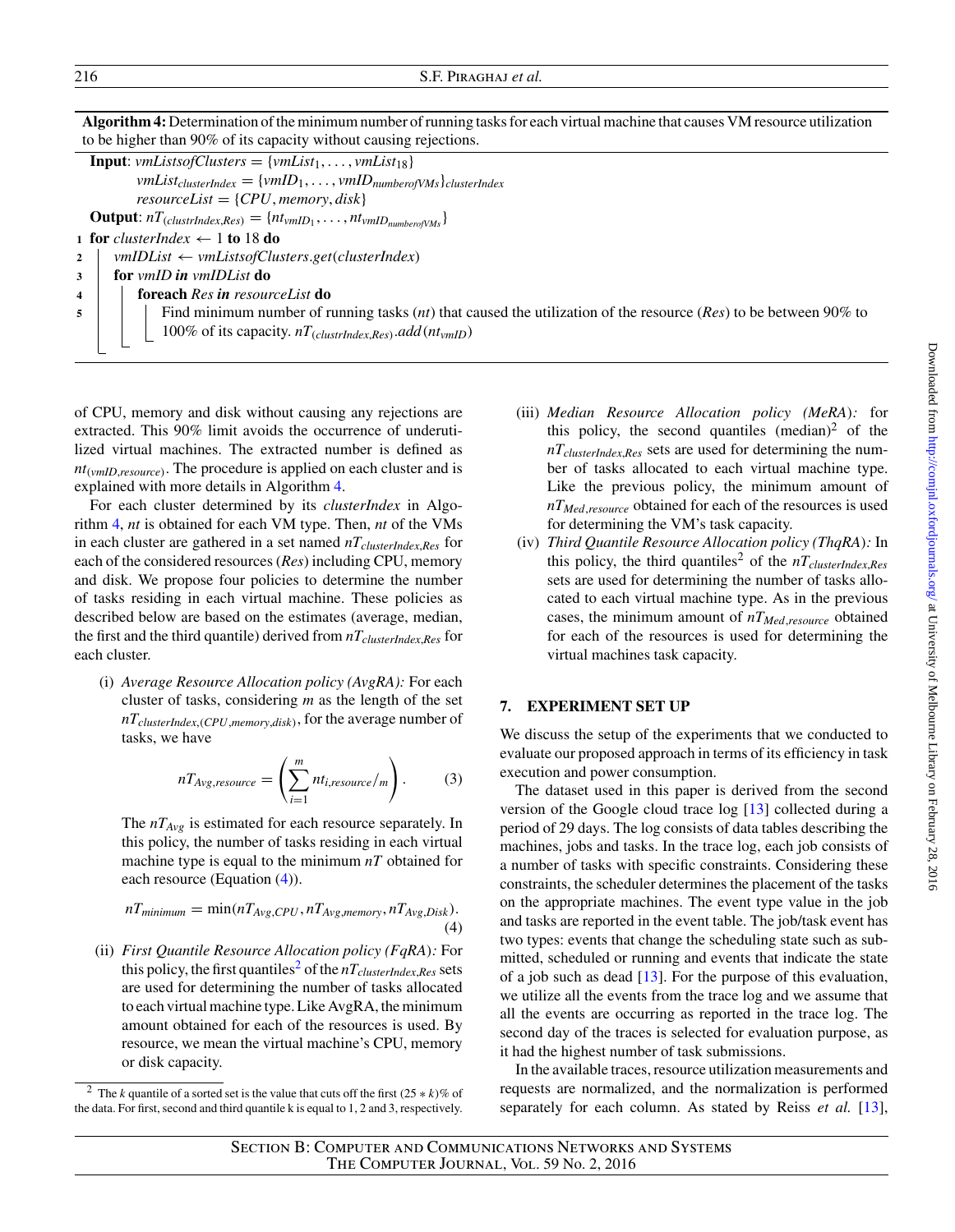**Algorithm 4:** Determination of the minimum number of running tasks for each virtual machine that causes VM resource utilization to be higher than 90% of its capacity without causing rejections.

**Input**: $vmListsofClusters = \{vmList_1, \ldots, vmList_{18}\}$
$vmList_{clusterIndex} = \{vmID_1, \ldots, vmID_{numberofVMs}\}_{clusterIndex}$
$resourceList = \{CPU, memory, disk\}$

**Output**: $nT_{(clustrIndex,Res)} = \{nt_{vmID_1}, \ldots, nt_{vmID_{numberofVMs}}\}$

```
1 for clusterIndex ← 1 to 18 do
2     vmIDList ← vmListsofClusters.get(clusterIndex)
3     for vmID in vmIDList do
4         foreach Res in resourceList do
5             Find minimum number of running tasks (nt) that caused the utilization of the resource (Res) to be between 90% to
              100% of its capacity. nT_(clustrIndex,Res).add(nt_vmID)
```

of CPU, memory and disk without causing any rejections are extracted. This 90% limit avoids the occurrence of underutilized virtual machines. The extracted number is defined as $nt_{(vmID,resource)}$. The procedure is applied on each cluster and is explained with more details in Algorithm 4.

For each cluster determined by its *clusterIndex* in Algorithm 4, *nt* is obtained for each VM type. Then, *nt* of the VMs in each cluster are gathered in a set named $nT_{clusterIndex,Res}$ for each of the considered resources (*Res*) including CPU, memory and disk. We propose four policies to determine the number of tasks residing in each virtual machine. These policies as described below are based on the estimates (average, median, the first and the third quantile) derived from $nT_{clusterIndex,Res}$ for each cluster.

(i) *Average Resource Allocation policy (AvgRA):* For each cluster of tasks, considering $m$ as the length of the set $nT_{clusterIndex,(CPU,memory,disk)}$, for the average number of tasks, we have

$$nT_{Avg,resource} = \left( \sum_{i=1}^{m} nt_{i,resource}/m \right). \quad (3)$$

The $nT_{Avg}$ is estimated for each resource separately. In this policy, the number of tasks residing in each virtual machine type is equal to the minimum $nT$ obtained for each resource (Equation (4)).

$$nT_{minimum} = \min(nT_{Avg,CPU}, nT_{Avg,memory}, nT_{Avg,Disk}). \quad (4)$$

(ii) *First Quantile Resource Allocation policy (FqRA):* For this policy, the first quantiles[2] of the $nT_{clusterIndex,Res}$ sets are used for determining the number of tasks allocated to each virtual machine type. Like AvgRA, the minimum amount obtained for each of the resources is used. By resource, we mean the virtual machine's CPU, memory or disk capacity.

(iii) *Median Resource Allocation policy (MeRA):* for this policy, the second quantiles (median)[2] of the $nT_{clusterIndex,Res}$ sets are used for determining the number of tasks allocated to each virtual machine type. Like the previous policy, the minimum amount of $nT_{Med,resource}$ obtained for each of the resources is used for determining the VM's task capacity.

(iv) *Third Quantile Resource Allocation policy (ThqRA):* In this policy, the third quantiles[2] of the $nT_{clusterIndex,Res}$ sets are used for determining the number of tasks allocated to each virtual machine type. As in the previous cases, the minimum amount of $nT_{Med,resource}$ obtained for each of the resources is used for determining the virtual machines task capacity.

## 7. EXPERIMENT SET UP

We discuss the setup of the experiments that we conducted to evaluate our proposed approach in terms of its efficiency in task execution and power consumption.

The dataset used in this paper is derived from the second version of the Google cloud trace log [13] collected during a period of 29 days. The log consists of data tables describing the machines, jobs and tasks. In the trace log, each job consists of a number of tasks with specific constraints. Considering these constraints, the scheduler determines the placement of the tasks on the appropriate machines. The event type value in the job and tasks are reported in the event table. The job/task event has two types: events that change the scheduling state such as submitted, scheduled or running and events that indicate the state of a job such as dead [13]. For the purpose of this evaluation, we utilize all the events from the trace log and we assume that all the events are occurring as reported in the trace log. The second day of the traces is selected for evaluation purpose, as it had the highest number of task submissions.

In the available traces, resource utilization measurements and requests are normalized, and the normalization is performed separately for each column. As stated by Reiss *et al.* [13],

[2] The $k$ quantile of a sorted set is the value that cuts off the first $(25 * k)$% of the data. For first, second and third quantile k is equal to 1, 2 and 3, respectively.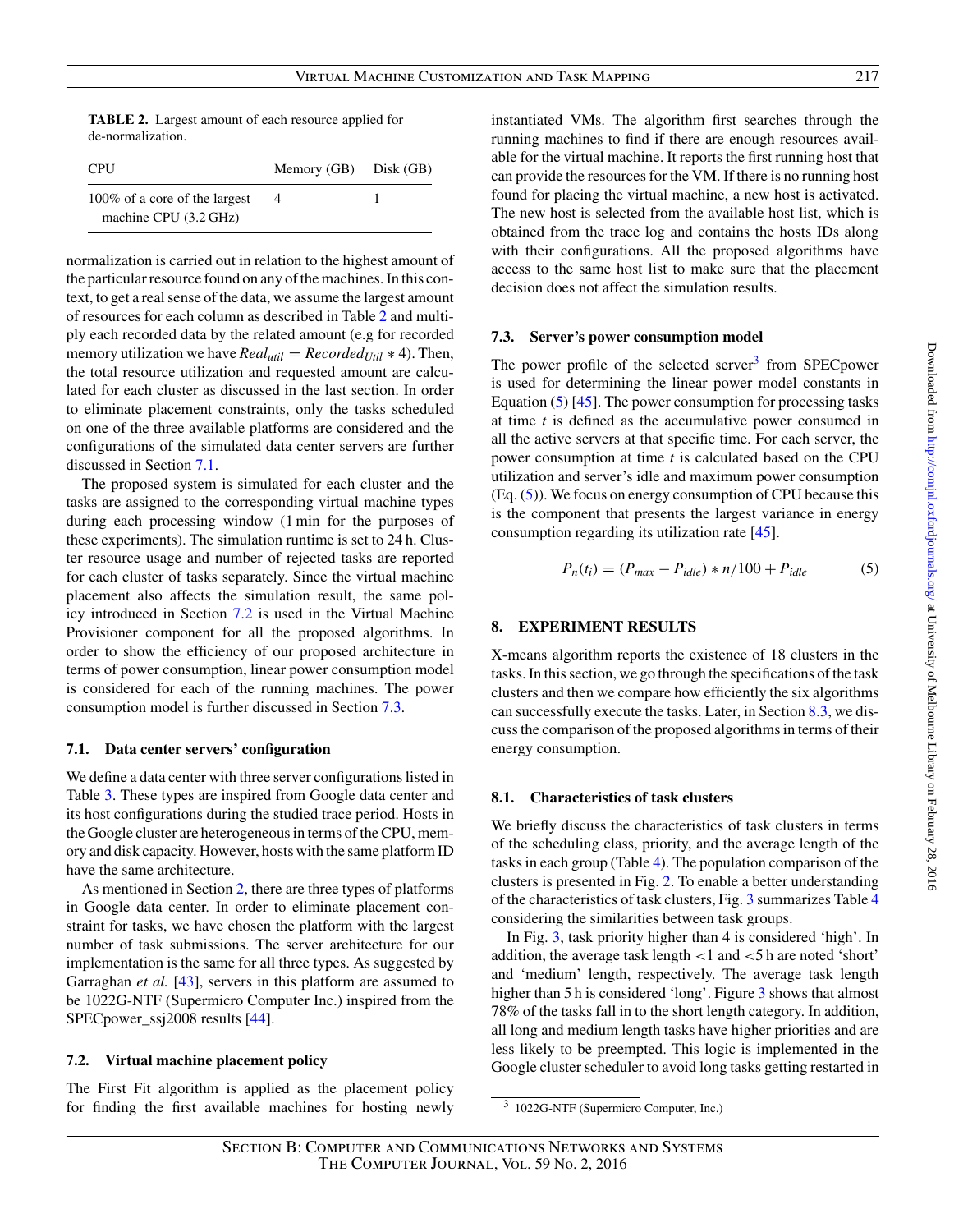**TABLE 2.** Largest amount of each resource applied for de-normalization.

| CPU | Memory (GB) | Disk (GB) |
|---|---|---|
| 100% of a core of the largest machine CPU (3.2 GHz) | 4 | 1 |

normalization is carried out in relation to the highest amount of the particular resource found on any of the machines. In this context, to get a real sense of the data, we assume the largest amount of resources for each column as described in Table 2 and multiply each recorded data by the related amount (e.g for recorded memory utilization we have $Real_{util} = Recorded_{Util} * 4$). Then, the total resource utilization and requested amount are calculated for each cluster as discussed in the last section. In order to eliminate placement constraints, only the tasks scheduled on one of the three available platforms are considered and the configurations of the simulated data center servers are further discussed in Section 7.1.

The proposed system is simulated for each cluster and the tasks are assigned to the corresponding virtual machine types during each processing window (1 min for the purposes of these experiments). The simulation runtime is set to 24 h. Cluster resource usage and number of rejected tasks are reported for each cluster of tasks separately. Since the virtual machine placement also affects the simulation result, the same policy introduced in Section 7.2 is used in the Virtual Machine Provisioner component for all the proposed algorithms. In order to show the efficiency of our proposed architecture in terms of power consumption, linear power consumption model is considered for each of the running machines. The power consumption model is further discussed in Section 7.3.

### 7.1. Data center servers' configuration

We define a data center with three server configurations listed in Table 3. These types are inspired from Google data center and its host configurations during the studied trace period. Hosts in the Google cluster are heterogeneous in terms of the CPU, memory and disk capacity. However, hosts with the same platform ID have the same architecture.

As mentioned in Section 2, there are three types of platforms in Google data center. In order to eliminate placement constraint for tasks, we have chosen the platform with the largest number of task submissions. The server architecture for our implementation is the same for all three types. As suggested by Garraghan *et al.* [43], servers in this platform are assumed to be 1022G-NTF (Supermicro Computer Inc.) inspired from the SPECpower_ssj2008 results [44].

### 7.2. Virtual machine placement policy

The First Fit algorithm is applied as the placement policy for finding the first available machines for hosting newly instantiated VMs. The algorithm first searches through the running machines to find if there are enough resources available for the virtual machine. It reports the first running host that can provide the resources for the VM. If there is no running host found for placing the virtual machine, a new host is activated. The new host is selected from the available host list, which is obtained from the trace log and contains the hosts IDs along with their configurations. All the proposed algorithms have access to the same host list to make sure that the placement decision does not affect the simulation results.

### 7.3. Server's power consumption model

The power profile of the selected server[3] from SPECpower is used for determining the linear power model constants in Equation (5) [45]. The power consumption for processing tasks at time $t$ is defined as the accumulative power consumed in all the active servers at that specific time. For each server, the power consumption at time $t$ is calculated based on the CPU utilization and server's idle and maximum power consumption (Eq. (5)). We focus on energy consumption of CPU because this is the component that presents the largest variance in energy consumption regarding its utilization rate [45].

$$P_n(t_i) = (P_{max} - P_{idle}) * n/100 + P_{idle} \tag{5}$$

## 8. EXPERIMENT RESULTS

X-means algorithm reports the existence of 18 clusters in the tasks. In this section, we go through the specifications of the task clusters and then we compare how efficiently the six algorithms can successfully execute the tasks. Later, in Section 8.3, we discuss the comparison of the proposed algorithms in terms of their energy consumption.

### 8.1. Characteristics of task clusters

We briefly discuss the characteristics of task clusters in terms of the scheduling class, priority, and the average length of the tasks in each group (Table 4). The population comparison of the clusters is presented in Fig. 2. To enable a better understanding of the characteristics of task clusters, Fig. 3 summarizes Table 4 considering the similarities between task groups.

In Fig. 3, task priority higher than 4 is considered 'high'. In addition, the average task length <1 and <5 h are noted 'short' and 'medium' length, respectively. The average task length higher than 5 h is considered 'long'. Figure 3 shows that almost 78% of the tasks fall in to the short length category. In addition, all long and medium length tasks have higher priorities and are less likely to be preempted. This logic is implemented in the Google cluster scheduler to avoid long tasks getting restarted in

[3] 1022G-NTF (Supermicro Computer, Inc.)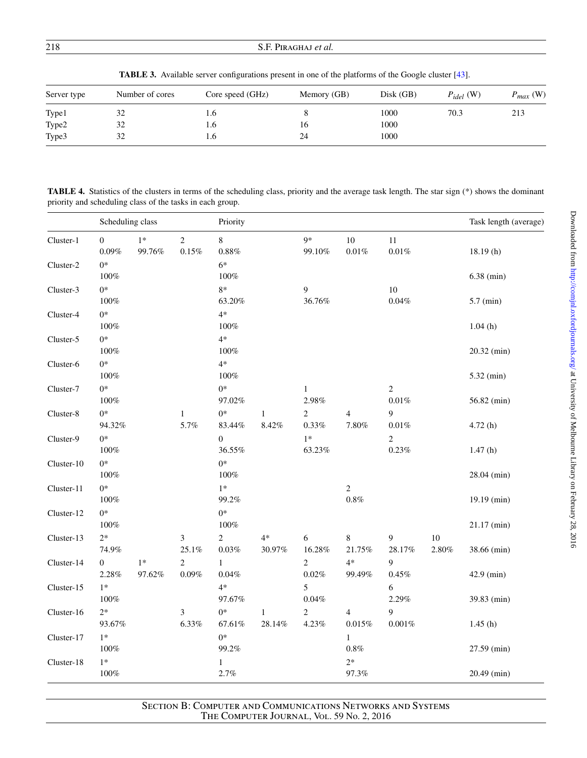**TABLE 3.** Available server configurations present in one of the platforms of the Google cluster [43].

| Server type | Number of cores | Core speed (GHz) | Memory (GB) | Disk (GB) | $P_{idel}$ (W) | $P_{max}$ (W) |
|---|---|---|---|---|---|---|
| Type1 | 32 | 1.6 | 8 | 1000 | 70.3 | 213 |
| Type2 | 32 | 1.6 | 16 | 1000 | | |
| Type3 | 32 | 1.6 | 24 | 1000 | | |

**TABLE 4.** Statistics of the clusters in terms of the scheduling class, priority and the average task length. The star sign (*) shows the dominant priority and scheduling class of the tasks in each group.

| | Scheduling class | | | Priority | | | | | | Task length (average) |
|---|---|---|---|---|---|---|---|---|---|---|
| Cluster-1 | 0 | 1* | 2 | 8 | | 9* | 10 | 11 | | |
| | 0.09% | 99.76% | 0.15% | 0.88% | | 99.10% | 0.01% | 0.01% | | 18.19 (h) |
| Cluster-2 | 0* | | | 6* | | | | | | |
| | 100% | | | 100% | | | | | | 6.38 (min) |
| Cluster-3 | 0* | | | 8* | | 9 | | 10 | | |
| | 100% | | | 63.20% | | 36.76% | | 0.04% | | 5.7 (min) |
| Cluster-4 | 0* | | | 4* | | | | | | |
| | 100% | | | 100% | | | | | | 1.04 (h) |
| Cluster-5 | 0* | | | 4* | | | | | | |
| | 100% | | | 100% | | | | | | 20.32 (min) |
| Cluster-6 | 0* | | | 4* | | | | | | |
| | 100% | | | 100% | | | | | | 5.32 (min) |
| Cluster-7 | 0* | | | 0* | | 1 | | 2 | | |
| | 100% | | | 97.02% | | 2.98% | | 0.01% | | 56.82 (min) |
| Cluster-8 | 0* | | 1 | 0* | 1 | 2 | 4 | 9 | | |
| | 94.32% | | 5.7% | 83.44% | 8.42% | 0.33% | 7.80% | 0.01% | | 4.72 (h) |
| Cluster-9 | 0* | | | 0 | | 1* | | 2 | | |
| | 100% | | | 36.55% | | 63.23% | | 0.23% | | 1.47 (h) |
| Cluster-10 | 0* | | | 0* | | | | | | |
| | 100% | | | 100% | | | | | | 28.04 (min) |
| Cluster-11 | 0* | | | 1* | | | 2 | | | |
| | 100% | | | 99.2% | | | 0.8% | | | 19.19 (min) |
| Cluster-12 | 0* | | | 0* | | | | | | |
| | 100% | | | 100% | | | | | | 21.17 (min) |
| Cluster-13 | 2* | | 3 | 2 | 4* | 6 | 8 | 9 | 10 | |
| | 74.9% | | 25.1% | 0.03% | 30.97% | 16.28% | 21.75% | 28.17% | 2.80% | 38.66 (min) |
| Cluster-14 | 0 | 1* | 2 | 1 | | 2 | 4* | 9 | | |
| | 2.28% | 97.62% | 0.09% | 0.04% | | 0.02% | 99.49% | 0.45% | | 42.9 (min) |
| Cluster-15 | 1* | | | 4* | | 5 | | 6 | | |
| | 100% | | | 97.67% | | 0.04% | | 2.29% | | 39.83 (min) |
| Cluster-16 | 2* | | 3 | 0* | 1 | 2 | 4 | 9 | | |
| | 93.67% | | 6.33% | 67.61% | 28.14% | 4.23% | 0.015% | 0.001% | | 1.45 (h) |
| Cluster-17 | 1* | | | 0* | | | 1 | | | |
| | 100% | | | 99.2% | | | 0.8% | | | 27.59 (min) |
| Cluster-18 | 1* | | | 1 | | | 2* | | | |
| | 100% | | | 2.7% | | | 97.3% | | | 20.49 (min) |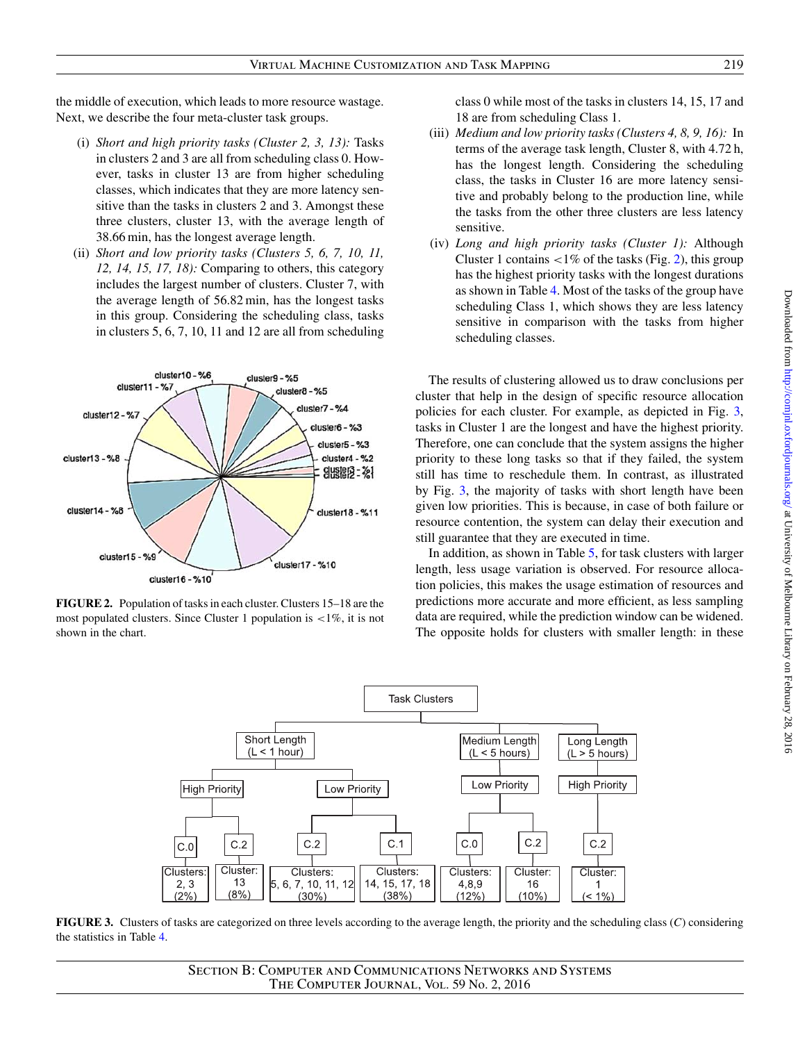the middle of execution, which leads to more resource wastage. Next, we describe the four meta-cluster task groups.

(i) *Short and high priority tasks (Cluster 2, 3, 13):* Tasks in clusters 2 and 3 are all from scheduling class 0. However, tasks in cluster 13 are from higher scheduling classes, which indicates that they are more latency sensitive than the tasks in clusters 2 and 3. Amongst these three clusters, cluster 13, with the average length of 38.66 min, has the longest average length.

(ii) *Short and low priority tasks (Clusters 5, 6, 7, 10, 11, 12, 14, 15, 17, 18):* Comparing to others, this category includes the largest number of clusters. Cluster 7, with the average length of 56.82 min, has the longest tasks in this group. Considering the scheduling class, tasks in clusters 5, 6, 7, 10, 11 and 12 are all from scheduling class 0 while most of the tasks in clusters 14, 15, 17 and 18 are from scheduling Class 1.

(iii) *Medium and low priority tasks (Clusters 4, 8, 9, 16):* In terms of the average task length, Cluster 8, with 4.72 h, has the longest length. Considering the scheduling class, the tasks in Cluster 16 are more latency sensitive and probably belong to the production line, while the tasks from the other three clusters are less latency sensitive.

(iv) *Long and high priority tasks (Cluster 1):* Although Cluster 1 contains <1% of the tasks (Fig. 2), this group has the highest priority tasks with the longest durations as shown in Table 4. Most of the tasks of the group have scheduling Class 1, which shows they are less latency sensitive in comparison with the tasks from higher scheduling classes.

**FIGURE 2.** Population of tasks in each cluster. Clusters 15–18 are the most populated clusters. Since Cluster 1 population is <1%, it is not shown in the chart.

The results of clustering allowed us to draw conclusions per cluster that help in the design of specific resource allocation policies for each cluster. For example, as depicted in Fig. 3, tasks in Cluster 1 are the longest and have the highest priority. Therefore, one can conclude that the system assigns the higher priority to these long tasks so that if they failed, the system still has time to reschedule them. In contrast, as illustrated by Fig. 3, the majority of tasks with short length have been given low priorities. This is because, in case of both failure or resource contention, the system can delay their execution and still guarantee that they are executed in time.

In addition, as shown in Table 5, for task clusters with larger length, less usage variation is observed. For resource allocation policies, this makes the usage estimation of resources and predictions more accurate and more efficient, as less sampling data are required, while the prediction window can be widened. The opposite holds for clusters with smaller length: in these

**FIGURE 3.** Clusters of tasks are categorized on three levels according to the average length, the priority and the scheduling class ($C$) considering the statistics in Table 4.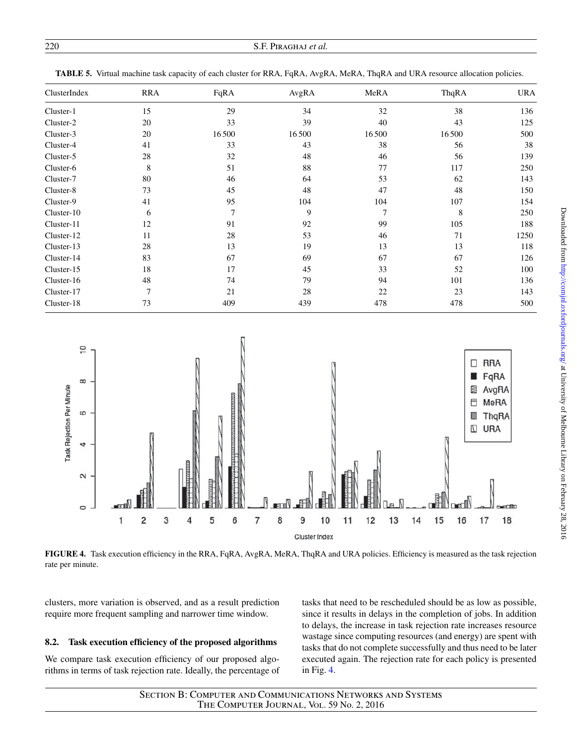**TABLE 5.** Virtual machine task capacity of each cluster for RRA, FqRA, AvgRA, MeRA, ThqRA and URA resource allocation policies.

| ClusterIndex | RRA | FqRA | AvgRA | MeRA | ThqRA | URA |
|---|---|---|---|---|---|---|
| Cluster-1 | 15 | 29 | 34 | 32 | 38 | 136 |
| Cluster-2 | 20 | 33 | 39 | 40 | 43 | 125 |
| Cluster-3 | 20 | 16 500 | 16 500 | 16 500 | 16 500 | 500 |
| Cluster-4 | 41 | 33 | 43 | 38 | 56 | 38 |
| Cluster-5 | 28 | 32 | 48 | 46 | 56 | 139 |
| Cluster-6 | 8 | 51 | 88 | 77 | 117 | 250 |
| Cluster-7 | 80 | 46 | 64 | 53 | 62 | 143 |
| Cluster-8 | 73 | 45 | 48 | 47 | 48 | 150 |
| Cluster-9 | 41 | 95 | 104 | 104 | 107 | 154 |
| Cluster-10 | 6 | 7 | 9 | 7 | 8 | 250 |
| Cluster-11 | 12 | 91 | 92 | 99 | 105 | 188 |
| Cluster-12 | 11 | 28 | 53 | 46 | 71 | 1250 |
| Cluster-13 | 28 | 13 | 19 | 13 | 13 | 118 |
| Cluster-14 | 83 | 67 | 69 | 67 | 67 | 126 |
| Cluster-15 | 18 | 17 | 45 | 33 | 52 | 100 |
| Cluster-16 | 48 | 74 | 79 | 94 | 101 | 136 |
| Cluster-17 | 7 | 21 | 28 | 22 | 23 | 143 |
| Cluster-18 | 73 | 409 | 439 | 478 | 478 | 500 |

**FIGURE 4.** Task execution efficiency in the RRA, FqRA, AvgRA, MeRA, ThqRA and URA policies. Efficiency is measured as the task rejection rate per minute.

clusters, more variation is observed, and as a result prediction require more frequent sampling and narrower time window.

### 8.2. Task execution efficiency of the proposed algorithms

We compare task execution efficiency of our proposed algorithms in terms of task rejection rate. Ideally, the percentage of tasks that need to be rescheduled should be as low as possible, since it results in delays in the completion of jobs. In addition to delays, the increase in task rejection rate increases resource wastage since computing resources (and energy) are spent with tasks that do not complete successfully and thus need to be later executed again. The rejection rate for each policy is presented in Fig. 4.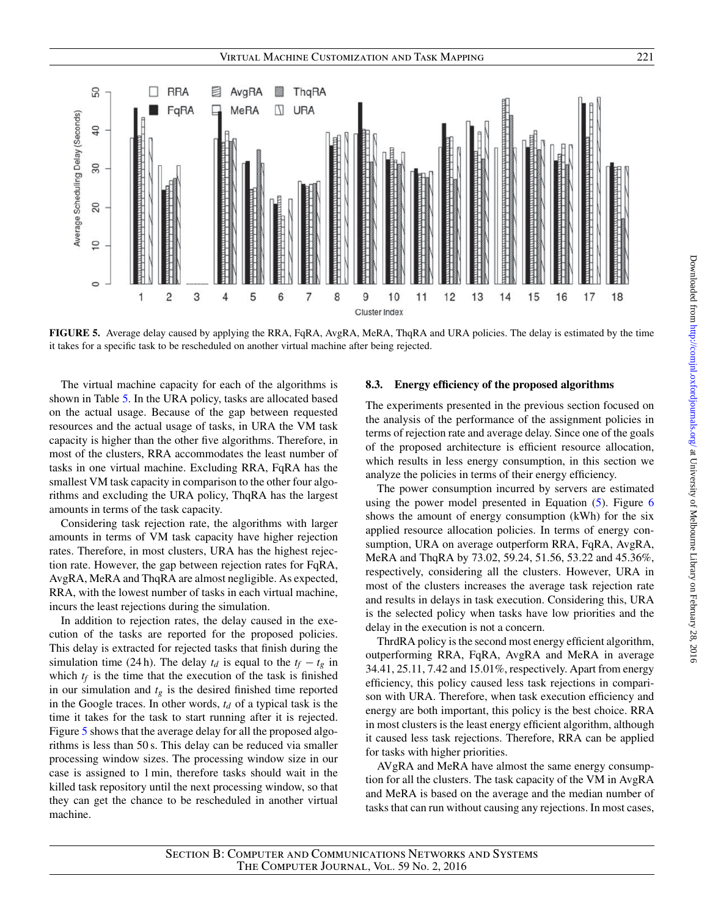**FIGURE 5.** Average delay caused by applying the RRA, FqRA, AvgRA, MeRA, ThqRA and URA policies. The delay is estimated by the time it takes for a specific task to be rescheduled on another virtual machine after being rejected.

The virtual machine capacity for each of the algorithms is shown in Table 5. In the URA policy, tasks are allocated based on the actual usage. Because of the gap between requested resources and the actual usage of tasks, in URA the VM task capacity is higher than the other five algorithms. Therefore, in most of the clusters, RRA accommodates the least number of tasks in one virtual machine. Excluding RRA, FqRA has the smallest VM task capacity in comparison to the other four algorithms and excluding the URA policy, ThqRA has the largest amounts in terms of the task capacity.

Considering task rejection rate, the algorithms with larger amounts in terms of VM task capacity have higher rejection rates. Therefore, in most clusters, URA has the highest rejection rate. However, the gap between rejection rates for FqRA, AvgRA, MeRA and ThqRA are almost negligible. As expected, RRA, with the lowest number of tasks in each virtual machine, incurs the least rejections during the simulation.

In addition to rejection rates, the delay caused in the execution of the tasks are reported for the proposed policies. This delay is extracted for rejected tasks that finish during the simulation time (24 h). The delay $t_d$ is equal to the $t_f - t_g$ in which $t_f$ is the time that the execution of the task is finished in our simulation and $t_g$ is the desired finished time reported in the Google traces. In other words, $t_d$ of a typical task is the time it takes for the task to start running after it is rejected. Figure 5 shows that the average delay for all the proposed algorithms is less than 50 s. This delay can be reduced via smaller processing window sizes. The processing window size in our case is assigned to 1 min, therefore tasks should wait in the killed task repository until the next processing window, so that they can get the chance to be rescheduled in another virtual machine.

### 8.3. Energy efficiency of the proposed algorithms

The experiments presented in the previous section focused on the analysis of the performance of the assignment policies in terms of rejection rate and average delay. Since one of the goals of the proposed architecture is efficient resource allocation, which results in less energy consumption, in this section we analyze the policies in terms of their energy efficiency.

The power consumption incurred by servers are estimated using the power model presented in Equation (5). Figure 6 shows the amount of energy consumption (kWh) for the six applied resource allocation policies. In terms of energy consumption, URA on average outperform RRA, FqRA, AvgRA, MeRA and ThqRA by 73.02, 59.24, 51.56, 53.22 and 45.36%, respectively, considering all the clusters. However, URA in most of the clusters increases the average task rejection rate and results in delays in task execution. Considering this, URA is the selected policy when tasks have low priorities and the delay in the execution is not a concern.

ThrdRA policy is the second most energy efficient algorithm, outperforming RRA, FqRA, AvgRA and MeRA in average 34.41, 25.11, 7.42 and 15.01%, respectively. Apart from energy efficiency, this policy caused less task rejections in comparison with URA. Therefore, when task execution efficiency and energy are both important, this policy is the best choice. RRA in most clusters is the least energy efficient algorithm, although it caused less task rejections. Therefore, RRA can be applied for tasks with higher priorities.

AVgRA and MeRA have almost the same energy consumption for all the clusters. The task capacity of the VM in AvgRA and MeRA is based on the average and the median number of tasks that can run without causing any rejections. In most cases,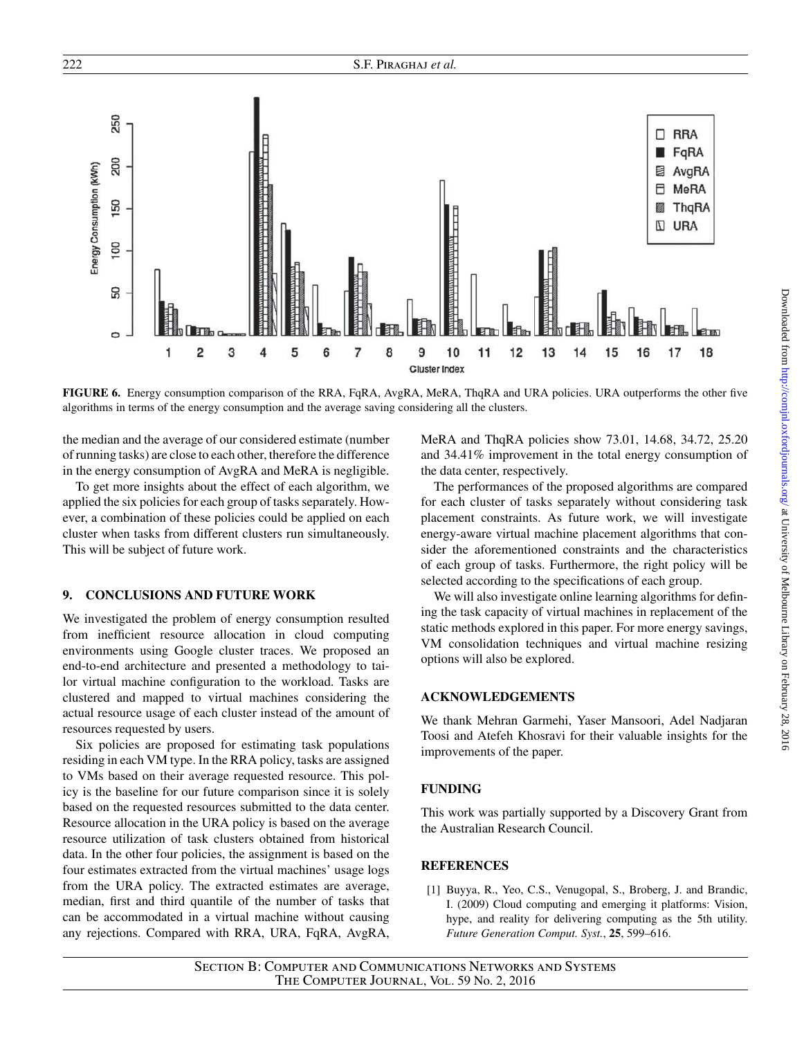FIGURE 6. Energy consumption comparison of the RRA, FqRA, AvgRA, MeRA, ThqRA and URA policies. URA outperforms the other five algorithms in terms of the energy consumption and the average saving considering all the clusters.

the median and the average of our considered estimate (number of running tasks) are close to each other, therefore the difference in the energy consumption of AvgRA and MeRA is negligible.

To get more insights about the effect of each algorithm, we applied the six policies for each group of tasks separately. However, a combination of these policies could be applied on each cluster when tasks from different clusters run simultaneously. This will be subject of future work.

## 9. CONCLUSIONS AND FUTURE WORK

We investigated the problem of energy consumption resulted from inefficient resource allocation in cloud computing environments using Google cluster traces. We proposed an end-to-end architecture and presented a methodology to tailor virtual machine configuration to the workload. Tasks are clustered and mapped to virtual machines considering the actual resource usage of each cluster instead of the amount of resources requested by users.

Six policies are proposed for estimating task populations residing in each VM type. In the RRA policy, tasks are assigned to VMs based on their average requested resource. This policy is the baseline for our future comparison since it is solely based on the requested resources submitted to the data center. Resource allocation in the URA policy is based on the average resource utilization of task clusters obtained from historical data. In the other four policies, the assignment is based on the four estimates extracted from the virtual machines' usage logs from the URA policy. The extracted estimates are average, median, first and third quantile of the number of tasks that can be accommodated in a virtual machine without causing any rejections. Compared with RRA, URA, FqRA, AvgRA, MeRA and ThqRA policies show 73.01, 14.68, 34.72, 25.20 and 34.41% improvement in the total energy consumption of the data center, respectively.

The performances of the proposed algorithms are compared for each cluster of tasks separately without considering task placement constraints. As future work, we will investigate energy-aware virtual machine placement algorithms that consider the aforementioned constraints and the characteristics of each group of tasks. Furthermore, the right policy will be selected according to the specifications of each group.

We will also investigate online learning algorithms for defining the task capacity of virtual machines in replacement of the static methods explored in this paper. For more energy savings, VM consolidation techniques and virtual machine resizing options will also be explored.

## ACKNOWLEDGEMENTS

We thank Mehran Garmehi, Yaser Mansoori, Adel Nadjaran Toosi and Atefeh Khosravi for their valuable insights for the improvements of the paper.

## FUNDING

This work was partially supported by a Discovery Grant from the Australian Research Council.

## REFERENCES

[1] Buyya, R., Yeo, C.S., Venugopal, S., Broberg, J. and Brandic, I. (2009) Cloud computing and emerging it platforms: Vision, hype, and reality for delivering computing as the 5th utility. *Future Generation Comput. Syst.*, **25**, 599–616.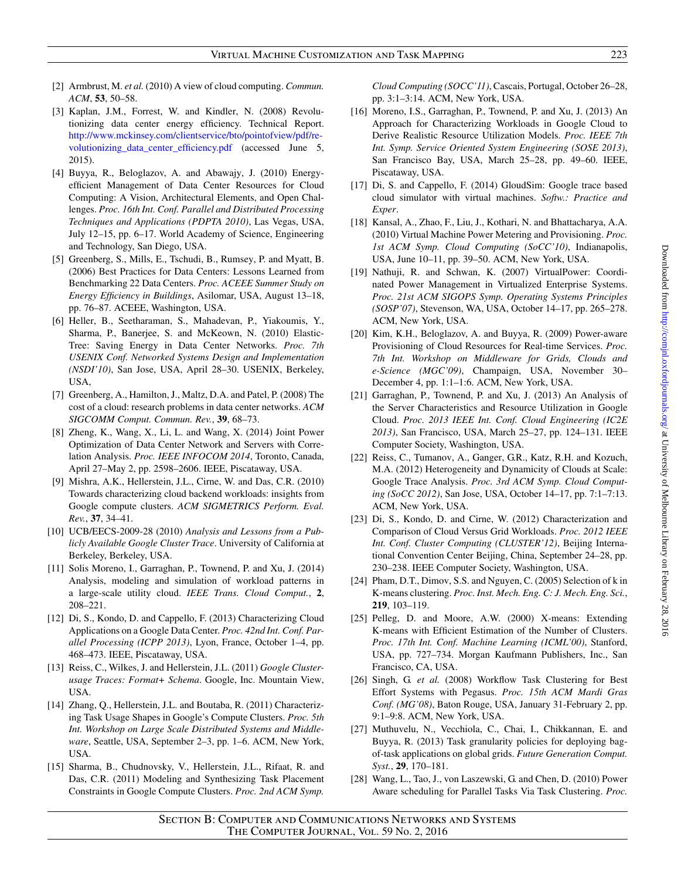[2] Armbrust, M. *et al.* (2010) A view of cloud computing. *Commun. ACM*, **53**, 50–58.

[3] Kaplan, J.M., Forrest, W. and Kindler, N. (2008) Revolutionizing data center energy efficiency. Technical Report. http://www.mckinsey.com/clientservice/bto/pointofview/pdf/revolutionizing_data_center_efficiency.pdf (accessed June 5, 2015).

[4] Buyya, R., Beloglazov, A. and Abawajy, J. (2010) Energy-efficient Management of Data Center Resources for Cloud Computing: A Vision, Architectural Elements, and Open Challenges. *Proc. 16th Int. Conf. Parallel and Distributed Processing Techniques and Applications (PDPTA 2010)*, Las Vegas, USA, July 12–15, pp. 6–17. World Academy of Science, Engineering and Technology, San Diego, USA.

[5] Greenberg, S., Mills, E., Tschudi, B., Rumsey, P. and Myatt, B. (2006) Best Practices for Data Centers: Lessons Learned from Benchmarking 22 Data Centers. *Proc. ACEEE Summer Study on Energy Efficiency in Buildings*, Asilomar, USA, August 13–18, pp. 76–87. ACEEE, Washington, USA.

[6] Heller, B., Seetharaman, S., Mahadevan, P., Yiakoumis, Y., Sharma, P., Banerjee, S. and McKeown, N. (2010) Elastic-Tree: Saving Energy in Data Center Networks. *Proc. 7th USENIX Conf. Networked Systems Design and Implementation (NSDI'10)*, San Jose, USA, April 28–30. USENIX, Berkeley, USA,

[7] Greenberg, A., Hamilton, J., Maltz, D.A. and Patel, P. (2008) The cost of a cloud: research problems in data center networks. *ACM SIGCOMM Comput. Commun. Rev.*, **39**, 68–73.

[8] Zheng, K., Wang, X., Li, L. and Wang, X. (2014) Joint Power Optimization of Data Center Network and Servers with Correlation Analysis. *Proc. IEEE INFOCOM 2014*, Toronto, Canada, April 27–May 2, pp. 2598–2606. IEEE, Piscataway, USA.

[9] Mishra, A.K., Hellerstein, J.L., Cirne, W. and Das, C.R. (2010) Towards characterizing cloud backend workloads: insights from Google compute clusters. *ACM SIGMETRICS Perform. Eval. Rev.*, **37**, 34–41.

[10] UCB/EECS-2009-28 (2010) *Analysis and Lessons from a Publicly Available Google Cluster Trace*. University of California at Berkeley, Berkeley, USA.

[11] Solis Moreno, I., Garraghan, P., Townend, P. and Xu, J. (2014) Analysis, modeling and simulation of workload patterns in a large-scale utility cloud. *IEEE Trans. Cloud Comput.*, **2**, 208–221.

[12] Di, S., Kondo, D. and Cappello, F. (2013) Characterizing Cloud Applications on a Google Data Center. *Proc. 42nd Int. Conf. Parallel Processing (ICPP 2013)*, Lyon, France, October 1–4, pp. 468–473. IEEE, Piscataway, USA.

[13] Reiss, C., Wilkes, J. and Hellerstein, J.L. (2011) *Google Cluster-usage Traces: Format+ Schema*. Google, Inc. Mountain View, USA.

[14] Zhang, Q., Hellerstein, J.L. and Boutaba, R. (2011) Characterizing Task Usage Shapes in Google's Compute Clusters. *Proc. 5th Int. Workshop on Large Scale Distributed Systems and Middleware*, Seattle, USA, September 2–3, pp. 1–6. ACM, New York, USA.

[15] Sharma, B., Chudnovsky, V., Hellerstein, J.L., Rifaat, R. and Das, C.R. (2011) Modeling and Synthesizing Task Placement Constraints in Google Compute Clusters. *Proc. 2nd ACM Symp. Cloud Computing (SOCC'11)*, Cascais, Portugal, October 26–28, pp. 3:1–3:14. ACM, New York, USA.

[16] Moreno, I.S., Garraghan, P., Townend, P. and Xu, J. (2013) An Approach for Characterizing Workloads in Google Cloud to Derive Realistic Resource Utilization Models. *Proc. IEEE 7th Int. Symp. Service Oriented System Engineering (SOSE 2013)*, San Francisco Bay, USA, March 25–28, pp. 49–60. IEEE, Piscataway, USA.

[17] Di, S. and Cappello, F. (2014) GloudSim: Google trace based cloud simulator with virtual machines. *Softw.: Practice and Exper*.

[18] Kansal, A., Zhao, F., Liu, J., Kothari, N. and Bhattacharya, A.A. (2010) Virtual Machine Power Metering and Provisioning. *Proc. 1st ACM Symp. Cloud Computing (SoCC'10)*, Indianapolis, USA, June 10–11, pp. 39–50. ACM, New York, USA.

[19] Nathuji, R. and Schwan, K. (2007) VirtualPower: Coordinated Power Management in Virtualized Enterprise Systems. *Proc. 21st ACM SIGOPS Symp. Operating Systems Principles (SOSP'07)*, Stevenson, WA, USA, October 14–17, pp. 265–278. ACM, New York, USA.

[20] Kim, K.H., Beloglazov, A. and Buyya, R. (2009) Power-aware Provisioning of Cloud Resources for Real-time Services. *Proc. 7th Int. Workshop on Middleware for Grids, Clouds and e-Science (MGC'09)*, Champaign, USA, November 30–December 4, pp. 1:1–1:6. ACM, New York, USA.

[21] Garraghan, P., Townend, P. and Xu, J. (2013) An Analysis of the Server Characteristics and Resource Utilization in Google Cloud. *Proc. 2013 IEEE Int. Conf. Cloud Engineering (IC2E 2013)*, San Francisco, USA, March 25–27, pp. 124–131. IEEE Computer Society, Washington, USA.

[22] Reiss, C., Tumanov, A., Ganger, G.R., Katz, R.H. and Kozuch, M.A. (2012) Heterogeneity and Dynamicity of Clouds at Scale: Google Trace Analysis. *Proc. 3rd ACM Symp. Cloud Computing (SoCC 2012)*, San Jose, USA, October 14–17, pp. 7:1–7:13. ACM, New York, USA.

[23] Di, S., Kondo, D. and Cirne, W. (2012) Characterization and Comparison of Cloud Versus Grid Workloads. *Proc. 2012 IEEE Int. Conf. Cluster Computing (CLUSTER'12)*, Beijing International Convention Center Beijing, China, September 24–28, pp. 230–238. IEEE Computer Society, Washington, USA.

[24] Pham, D.T., Dimov, S.S. and Nguyen, C. (2005) Selection of k in K-means clustering. *Proc. Inst. Mech. Eng. C: J. Mech. Eng. Sci.*, **219**, 103–119.

[25] Pelleg, D. and Moore, A.W. (2000) X-means: Extending K-means with Efficient Estimation of the Number of Clusters. *Proc. 17th Int. Conf. Machine Learning (ICML'00)*, Stanford, USA, pp. 727–734. Morgan Kaufmann Publishers, Inc., San Francisco, CA, USA.

[26] Singh, G. *et al.* (2008) Workflow Task Clustering for Best Effort Systems with Pegasus. *Proc. 15th ACM Mardi Gras Conf. (MG'08)*, Baton Rouge, USA, January 31-February 2, pp. 9:1–9:8. ACM, New York, USA.

[27] Muthuvelu, N., Vecchiola, C., Chai, I., Chikkannan, E. and Buyya, R. (2013) Task granularity policies for deploying bag-of-task applications on global grids. *Future Generation Comput. Syst.*, **29**, 170–181.

[28] Wang, L., Tao, J., von Laszewski, G. and Chen, D. (2010) Power Aware scheduling for Parallel Tasks Via Task Clustering. *Proc.*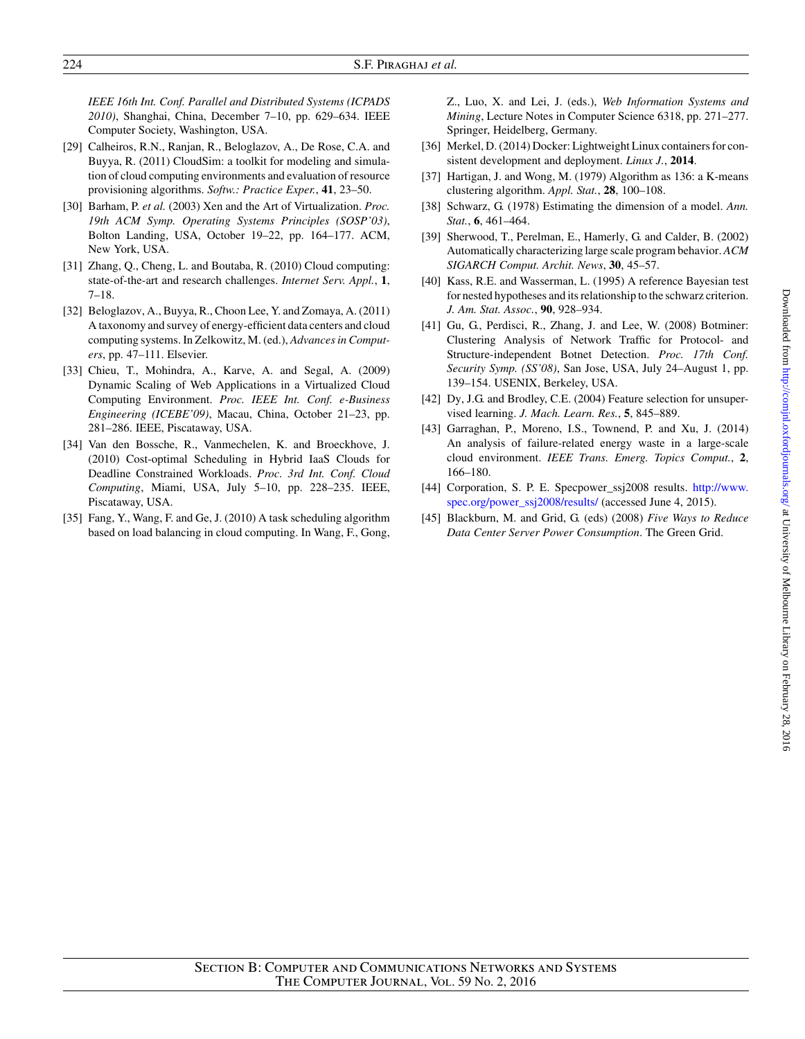*IEEE 16th Int. Conf. Parallel and Distributed Systems (ICPADS 2010)*, Shanghai, China, December 7–10, pp. 629–634. IEEE Computer Society, Washington, USA.

[29] Calheiros, R.N., Ranjan, R., Beloglazov, A., De Rose, C.A. and Buyya, R. (2011) CloudSim: a toolkit for modeling and simulation of cloud computing environments and evaluation of resource provisioning algorithms. *Softw.: Practice Exper.*, **41**, 23–50.

[30] Barham, P. *et al.* (2003) Xen and the Art of Virtualization. *Proc. 19th ACM Symp. Operating Systems Principles (SOSP'03)*, Bolton Landing, USA, October 19–22, pp. 164–177. ACM, New York, USA.

[31] Zhang, Q., Cheng, L. and Boutaba, R. (2010) Cloud computing: state-of-the-art and research challenges. *Internet Serv. Appl.*, **1**, 7–18.

[32] Beloglazov, A., Buyya, R., Choon Lee, Y. and Zomaya, A. (2011) A taxonomy and survey of energy-efficient data centers and cloud computing systems. In Zelkowitz, M. (ed.), *Advances in Computers*, pp. 47–111. Elsevier.

[33] Chieu, T., Mohindra, A., Karve, A. and Segal, A. (2009) Dynamic Scaling of Web Applications in a Virtualized Cloud Computing Environment. *Proc. IEEE Int. Conf. e-Business Engineering (ICEBE'09)*, Macau, China, October 21–23, pp. 281–286. IEEE, Piscataway, USA.

[34] Van den Bossche, R., Vanmechelen, K. and Broeckhove, J. (2010) Cost-optimal Scheduling in Hybrid IaaS Clouds for Deadline Constrained Workloads. *Proc. 3rd Int. Conf. Cloud Computing*, Miami, USA, July 5–10, pp. 228–235. IEEE, Piscataway, USA.

[35] Fang, Y., Wang, F. and Ge, J. (2010) A task scheduling algorithm based on load balancing in cloud computing. In Wang, F., Gong, Z., Luo, X. and Lei, J. (eds.), *Web Information Systems and Mining*, Lecture Notes in Computer Science 6318, pp. 271–277. Springer, Heidelberg, Germany.

[36] Merkel, D. (2014) Docker: Lightweight Linux containers for consistent development and deployment. *Linux J.*, **2014**.

[37] Hartigan, J. and Wong, M. (1979) Algorithm as 136: a K-means clustering algorithm. *Appl. Stat.*, **28**, 100–108.

[38] Schwarz, G. (1978) Estimating the dimension of a model. *Ann. Stat.*, **6**, 461–464.

[39] Sherwood, T., Perelman, E., Hamerly, G. and Calder, B. (2002) Automatically characterizing large scale program behavior. *ACM SIGARCH Comput. Archit. News*, **30**, 45–57.

[40] Kass, R.E. and Wasserman, L. (1995) A reference Bayesian test for nested hypotheses and its relationship to the schwarz criterion. *J. Am. Stat. Assoc.*, **90**, 928–934.

[41] Gu, G., Perdisci, R., Zhang, J. and Lee, W. (2008) Botminer: Clustering Analysis of Network Traffic for Protocol- and Structure-independent Botnet Detection. *Proc. 17th Conf. Security Symp. (SS'08)*, San Jose, USA, July 24–August 1, pp. 139–154. USENIX, Berkeley, USA.

[42] Dy, J.G. and Brodley, C.E. (2004) Feature selection for unsupervised learning. *J. Mach. Learn. Res.*, **5**, 845–889.

[43] Garraghan, P., Moreno, I.S., Townend, P. and Xu, J. (2014) An analysis of failure-related energy waste in a large-scale cloud environment. *IEEE Trans. Emerg. Topics Comput.*, **2**, 166–180.

[44] Corporation, S. P. E. Specpower_ssj2008 results. http://www.spec.org/power_ssj2008/results/ (accessed June 4, 2015).

[45] Blackburn, M. and Grid, G. (eds) (2008) *Five Ways to Reduce Data Center Server Power Consumption*. The Green Grid.